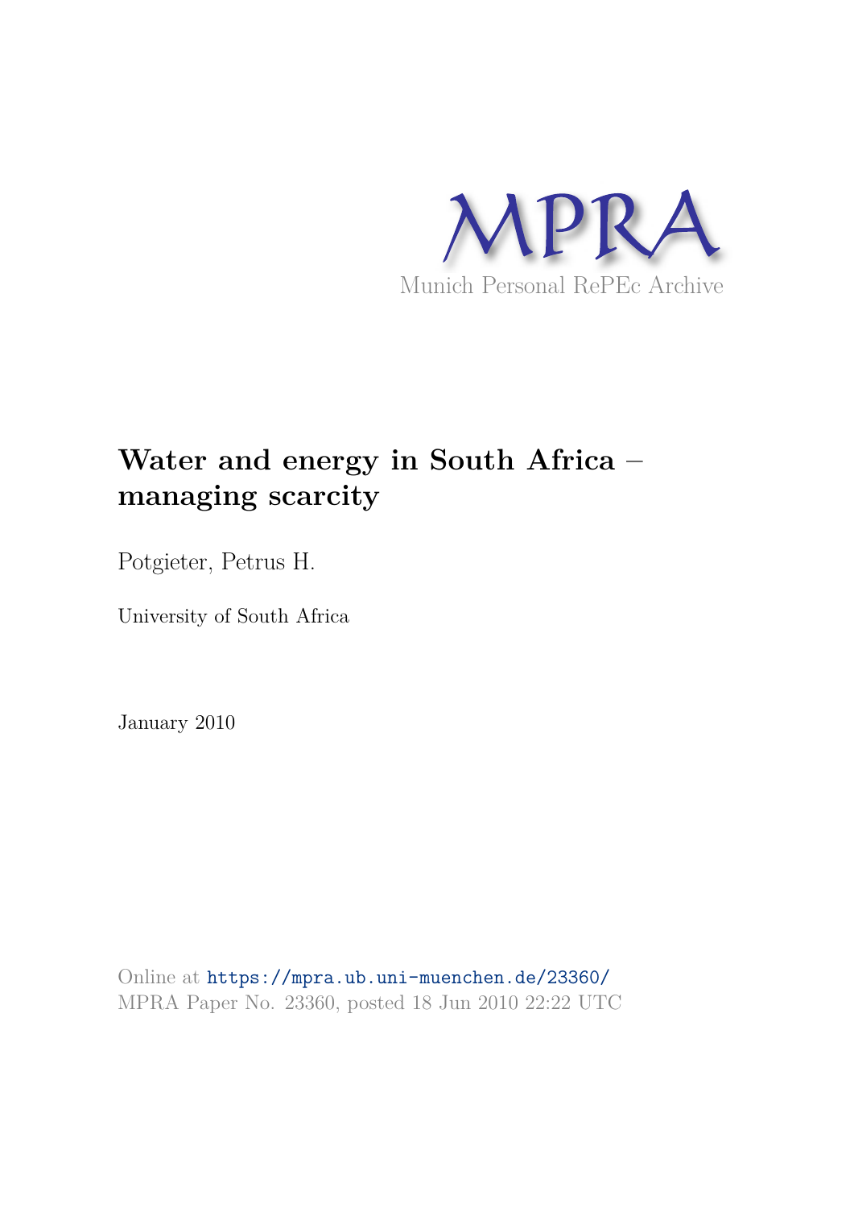MPRA

Munich Personal RePEc Archive

# Water and energy in South Africa – managing scarcity

Potgieter, Petrus H.

University of South Africa

January 2010

Online at https://mpra.ub.uni-muenchen.de/23360/
MPRA Paper No. 23360, posted 18 Jun 2010 22:22 UTC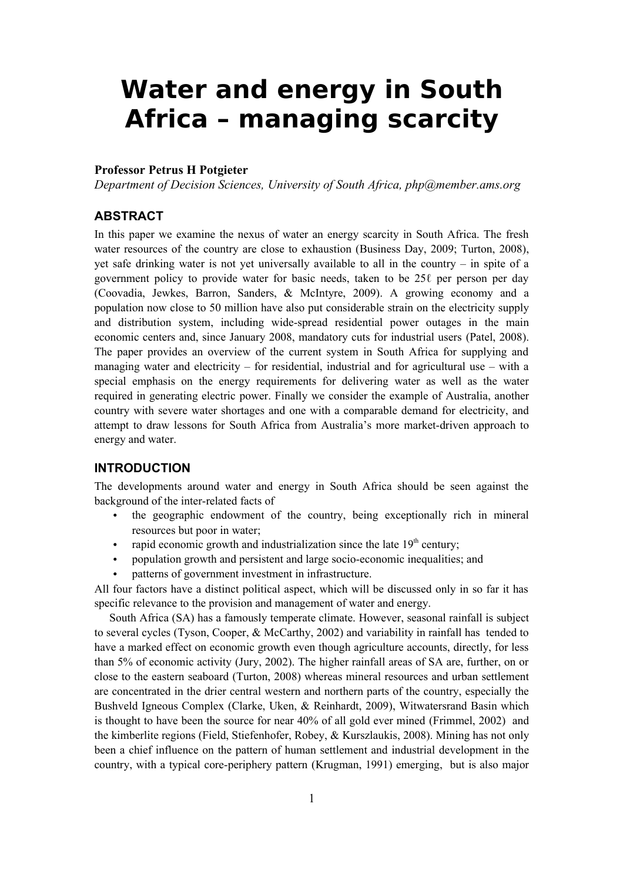# Water and energy in South Africa – managing scarcity

**Professor Petrus H Potgieter**

*Department of Decision Sciences, University of South Africa, php@member.ams.org*

## ABSTRACT

In this paper we examine the nexus of water an energy scarcity in South Africa. The fresh water resources of the country are close to exhaustion (Business Day, 2009; Turton, 2008), yet safe drinking water is not yet universally available to all in the country – in spite of a government policy to provide water for basic needs, taken to be 25ℓ per person per day (Coovadia, Jewkes, Barron, Sanders, & McIntyre, 2009). A growing economy and a population now close to 50 million have also put considerable strain on the electricity supply and distribution system, including wide-spread residential power outages in the main economic centers and, since January 2008, mandatory cuts for industrial users (Patel, 2008). The paper provides an overview of the current system in South Africa for supplying and managing water and electricity – for residential, industrial and for agricultural use – with a special emphasis on the energy requirements for delivering water as well as the water required in generating electric power. Finally we consider the example of Australia, another country with severe water shortages and one with a comparable demand for electricity, and attempt to draw lessons for South Africa from Australia's more market-driven approach to energy and water.

## INTRODUCTION

The developments around water and energy in South Africa should be seen against the background of the inter-related facts of

- the geographic endowment of the country, being exceptionally rich in mineral resources but poor in water;
- rapid economic growth and industrialization since the late 19th century;
- population growth and persistent and large socio-economic inequalities; and
- patterns of government investment in infrastructure.

All four factors have a distinct political aspect, which will be discussed only in so far it has specific relevance to the provision and management of water and energy.

South Africa (SA) has a famously temperate climate. However, seasonal rainfall is subject to several cycles (Tyson, Cooper, & McCarthy, 2002) and variability in rainfall has tended to have a marked effect on economic growth even though agriculture accounts, directly, for less than 5% of economic activity (Jury, 2002). The higher rainfall areas of SA are, further, on or close to the eastern seaboard (Turton, 2008) whereas mineral resources and urban settlement are concentrated in the drier central western and northern parts of the country, especially the Bushveld Igneous Complex (Clarke, Uken, & Reinhardt, 2009), Witwatersrand Basin which is thought to have been the source for near 40% of all gold ever mined (Frimmel, 2002) and the kimberlite regions (Field, Stiefenhofer, Robey, & Kurszlaukis, 2008). Mining has not only been a chief influence on the pattern of human settlement and industrial development in the country, with a typical core-periphery pattern (Krugman, 1991) emerging, but is also major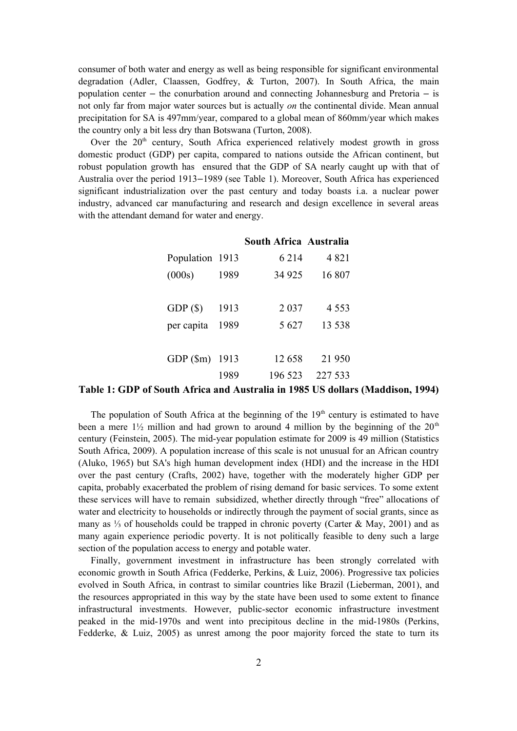consumer of both water and energy as well as being responsible for significant environmental degradation (Adler, Claassen, Godfrey, & Turton, 2007). In South Africa, the main population center – the conurbation around and connecting Johannesburg and Pretoria – is not only far from major water sources but is actually *on* the continental divide. Mean annual precipitation for SA is 497mm/year, compared to a global mean of 860mm/year which makes the country only a bit less dry than Botswana (Turton, 2008).

Over the 20th century, South Africa experienced relatively modest growth in gross domestic product (GDP) per capita, compared to nations outside the African continent, but robust population growth has ensured that the GDP of SA nearly caught up with that of Australia over the period 1913–1989 (see Table 1). Moreover, South Africa has experienced significant industrialization over the past century and today boasts i.a. a nuclear power industry, advanced car manufacturing and research and design excellence in several areas with the attendant demand for water and energy.

| | | South Africa | Australia |
|---|---|---|---|
| Population | 1913 | 6 214 | 4 821 |
| (000s) | 1989 | 34 925 | 16 807 |
| GDP ($) | 1913 | 2 037 | 4 553 |
| per capita | 1989 | 5 627 | 13 538 |
| GDP ($m) | 1913 | 12 658 | 21 950 |
| | 1989 | 196 523 | 227 533 |

**Table 1: GDP of South Africa and Australia in 1985 US dollars (Maddison, 1994)**

The population of South Africa at the beginning of the 19th century is estimated to have been a mere 1½ million and had grown to around 4 million by the beginning of the 20th century (Feinstein, 2005). The mid-year population estimate for 2009 is 49 million (Statistics South Africa, 2009). A population increase of this scale is not unusual for an African country (Aluko, 1965) but SA's high human development index (HDI) and the increase in the HDI over the past century (Crafts, 2002) have, together with the moderately higher GDP per capita, probably exacerbated the problem of rising demand for basic services. To some extent these services will have to remain subsidized, whether directly through "free" allocations of water and electricity to households or indirectly through the payment of social grants, since as many as ⅓ of households could be trapped in chronic poverty (Carter & May, 2001) and as many again experience periodic poverty. It is not politically feasible to deny such a large section of the population access to energy and potable water.

Finally, government investment in infrastructure has been strongly correlated with economic growth in South Africa (Fedderke, Perkins, & Luiz, 2006). Progressive tax policies evolved in South Africa, in contrast to similar countries like Brazil (Lieberman, 2001), and the resources appropriated in this way by the state have been used to some extent to finance infrastructural investments. However, public-sector economic infrastructure investment peaked in the mid-1970s and went into precipitous decline in the mid-1980s (Perkins, Fedderke, & Luiz, 2005) as unrest among the poor majority forced the state to turn its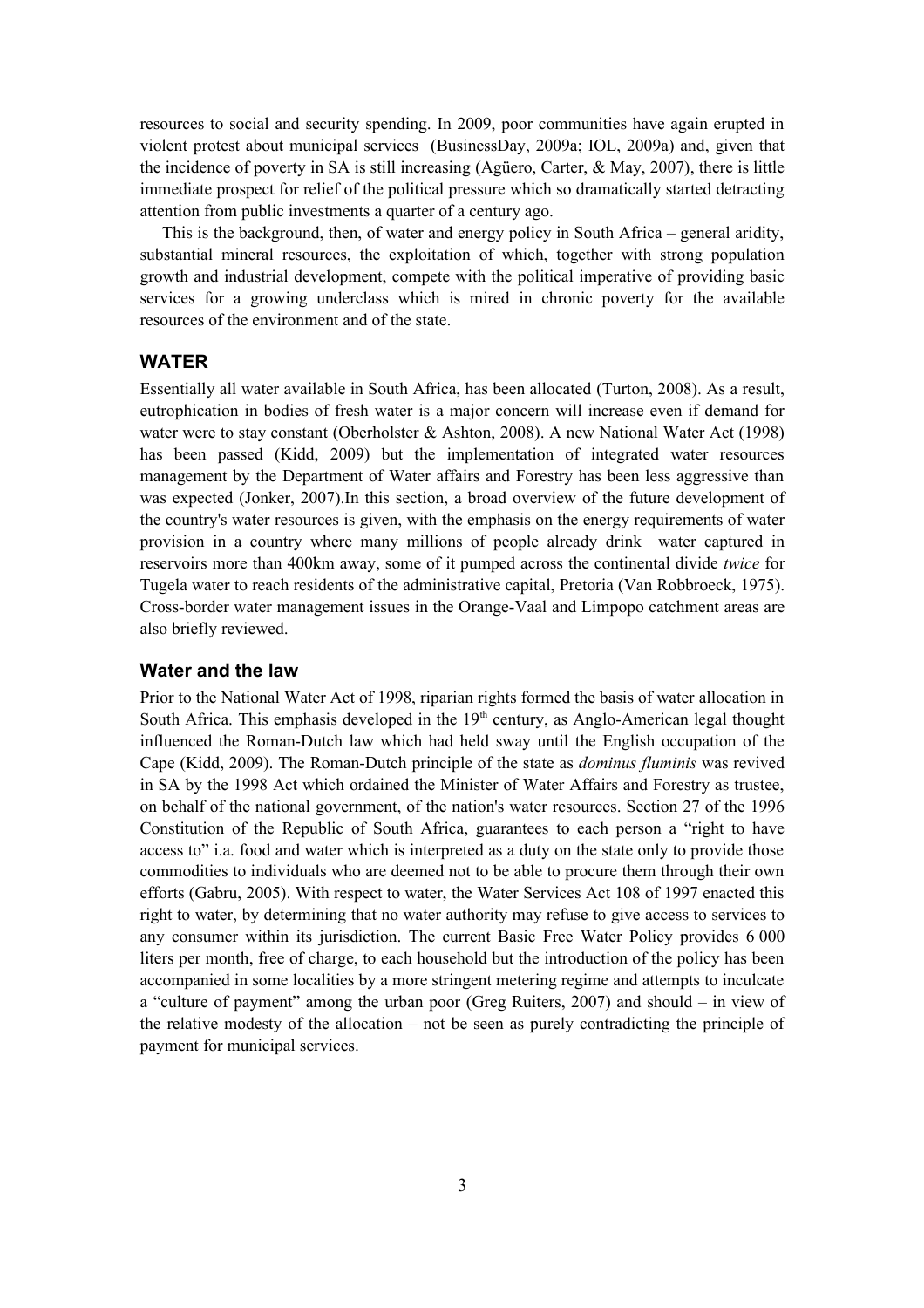resources to social and security spending. In 2009, poor communities have again erupted in violent protest about municipal services (BusinessDay, 2009a; IOL, 2009a) and, given that the incidence of poverty in SA is still increasing (Agüero, Carter, & May, 2007), there is little immediate prospect for relief of the political pressure which so dramatically started detracting attention from public investments a quarter of a century ago.

This is the background, then, of water and energy policy in South Africa – general aridity, substantial mineral resources, the exploitation of which, together with strong population growth and industrial development, compete with the political imperative of providing basic services for a growing underclass which is mired in chronic poverty for the available resources of the environment and of the state.

## WATER

Essentially all water available in South Africa, has been allocated (Turton, 2008). As a result, eutrophication in bodies of fresh water is a major concern will increase even if demand for water were to stay constant (Oberholster & Ashton, 2008). A new National Water Act (1998) has been passed (Kidd, 2009) but the implementation of integrated water resources management by the Department of Water affairs and Forestry has been less aggressive than was expected (Jonker, 2007).In this section, a broad overview of the future development of the country's water resources is given, with the emphasis on the energy requirements of water provision in a country where many millions of people already drink water captured in reservoirs more than 400km away, some of it pumped across the continental divide *twice* for Tugela water to reach residents of the administrative capital, Pretoria (Van Robbroeck, 1975). Cross-border water management issues in the Orange-Vaal and Limpopo catchment areas are also briefly reviewed.

### Water and the law

Prior to the National Water Act of 1998, riparian rights formed the basis of water allocation in South Africa. This emphasis developed in the 19th century, as Anglo-American legal thought influenced the Roman-Dutch law which had held sway until the English occupation of the Cape (Kidd, 2009). The Roman-Dutch principle of the state as *dominus fluminis* was revived in SA by the 1998 Act which ordained the Minister of Water Affairs and Forestry as trustee, on behalf of the national government, of the nation's water resources. Section 27 of the 1996 Constitution of the Republic of South Africa, guarantees to each person a "right to have access to" i.a. food and water which is interpreted as a duty on the state only to provide those commodities to individuals who are deemed not to be able to procure them through their own efforts (Gabru, 2005). With respect to water, the Water Services Act 108 of 1997 enacted this right to water, by determining that no water authority may refuse to give access to services to any consumer within its jurisdiction. The current Basic Free Water Policy provides 6 000 liters per month, free of charge, to each household but the introduction of the policy has been accompanied in some localities by a more stringent metering regime and attempts to inculcate a "culture of payment" among the urban poor (Greg Ruiters, 2007) and should – in view of the relative modesty of the allocation – not be seen as purely contradicting the principle of payment for municipal services.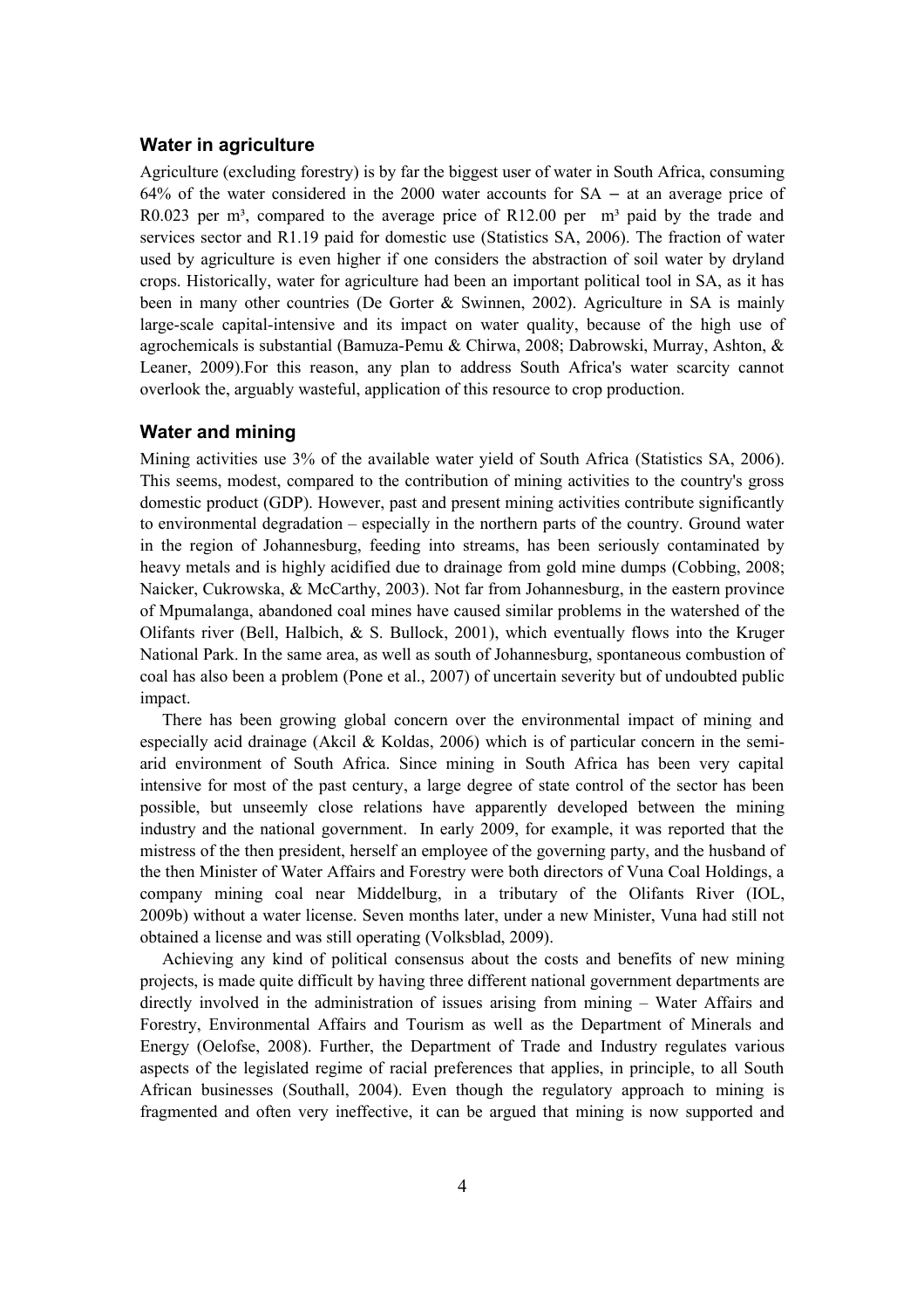## Water in agriculture

Agriculture (excluding forestry) is by far the biggest user of water in South Africa, consuming 64% of the water considered in the 2000 water accounts for SA – at an average price of R0.023 per m³, compared to the average price of R12.00 per m³ paid by the trade and services sector and R1.19 paid for domestic use (Statistics SA, 2006). The fraction of water used by agriculture is even higher if one considers the abstraction of soil water by dryland crops. Historically, water for agriculture had been an important political tool in SA, as it has been in many other countries (De Gorter & Swinnen, 2002). Agriculture in SA is mainly large-scale capital-intensive and its impact on water quality, because of the high use of agrochemicals is substantial (Bamuza-Pemu & Chirwa, 2008; Dabrowski, Murray, Ashton, & Leaner, 2009).For this reason, any plan to address South Africa's water scarcity cannot overlook the, arguably wasteful, application of this resource to crop production.

## Water and mining

Mining activities use 3% of the available water yield of South Africa (Statistics SA, 2006). This seems, modest, compared to the contribution of mining activities to the country's gross domestic product (GDP). However, past and present mining activities contribute significantly to environmental degradation – especially in the northern parts of the country. Ground water in the region of Johannesburg, feeding into streams, has been seriously contaminated by heavy metals and is highly acidified due to drainage from gold mine dumps (Cobbing, 2008; Naicker, Cukrowska, & McCarthy, 2003). Not far from Johannesburg, in the eastern province of Mpumalanga, abandoned coal mines have caused similar problems in the watershed of the Olifants river (Bell, Halbich, & S. Bullock, 2001), which eventually flows into the Kruger National Park. In the same area, as well as south of Johannesburg, spontaneous combustion of coal has also been a problem (Pone et al., 2007) of uncertain severity but of undoubted public impact.

There has been growing global concern over the environmental impact of mining and especially acid drainage (Akcil & Koldas, 2006) which is of particular concern in the semi-arid environment of South Africa. Since mining in South Africa has been very capital intensive for most of the past century, a large degree of state control of the sector has been possible, but unseemly close relations have apparently developed between the mining industry and the national government. In early 2009, for example, it was reported that the mistress of the then president, herself an employee of the governing party, and the husband of the then Minister of Water Affairs and Forestry were both directors of Vuna Coal Holdings, a company mining coal near Middelburg, in a tributary of the Olifants River (IOL, 2009b) without a water license. Seven months later, under a new Minister, Vuna had still not obtained a license and was still operating (Volksblad, 2009).

Achieving any kind of political consensus about the costs and benefits of new mining projects, is made quite difficult by having three different national government departments are directly involved in the administration of issues arising from mining – Water Affairs and Forestry, Environmental Affairs and Tourism as well as the Department of Minerals and Energy (Oelofse, 2008). Further, the Department of Trade and Industry regulates various aspects of the legislated regime of racial preferences that applies, in principle, to all South African businesses (Southall, 2004). Even though the regulatory approach to mining is fragmented and often very ineffective, it can be argued that mining is now supported and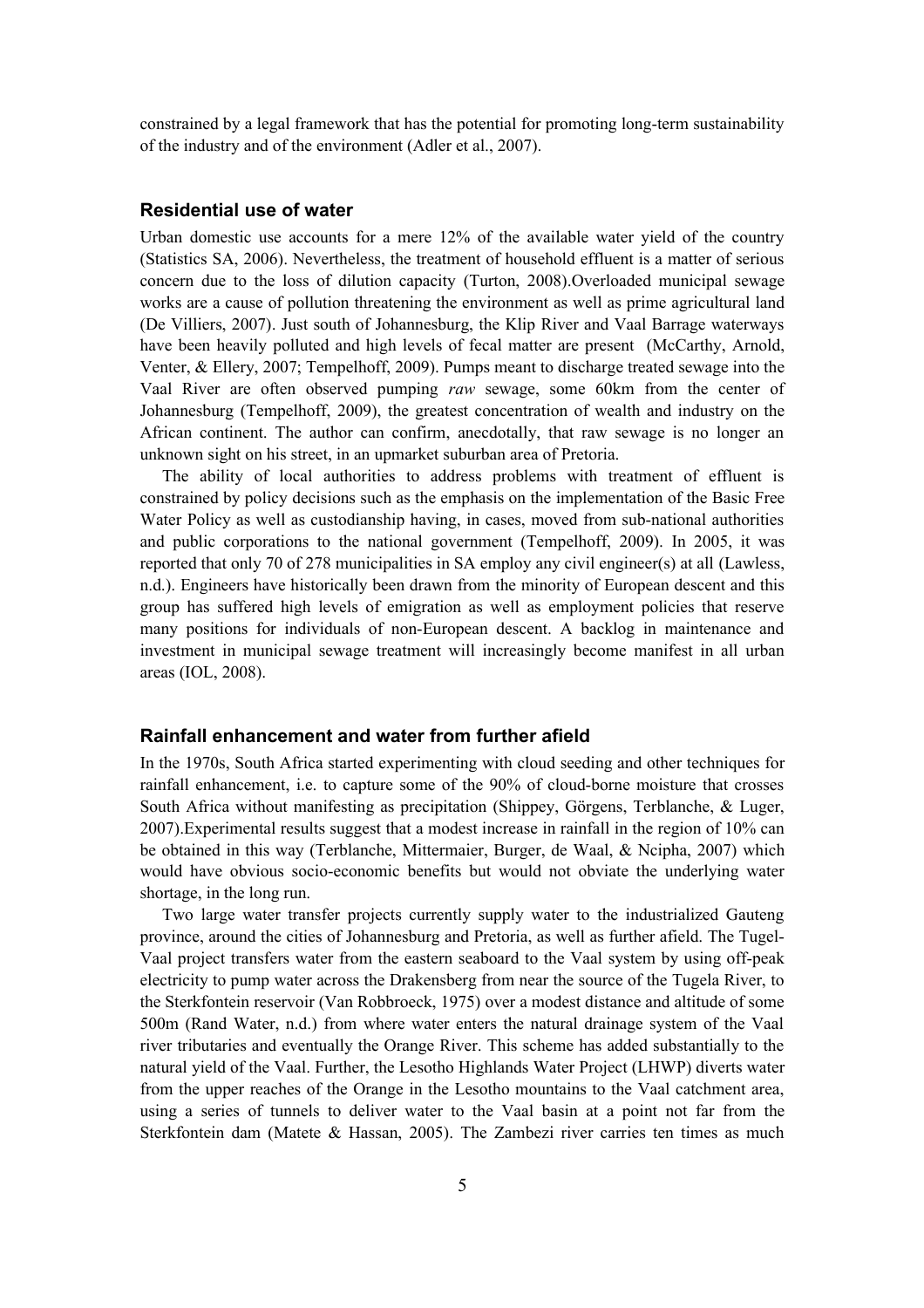constrained by a legal framework that has the potential for promoting long-term sustainability of the industry and of the environment (Adler et al., 2007).

### Residential use of water

Urban domestic use accounts for a mere 12% of the available water yield of the country (Statistics SA, 2006). Nevertheless, the treatment of household effluent is a matter of serious concern due to the loss of dilution capacity (Turton, 2008).Overloaded municipal sewage works are a cause of pollution threatening the environment as well as prime agricultural land (De Villiers, 2007). Just south of Johannesburg, the Klip River and Vaal Barrage waterways have been heavily polluted and high levels of fecal matter are present (McCarthy, Arnold, Venter, & Ellery, 2007; Tempelhoff, 2009). Pumps meant to discharge treated sewage into the Vaal River are often observed pumping *raw* sewage, some 60km from the center of Johannesburg (Tempelhoff, 2009), the greatest concentration of wealth and industry on the African continent. The author can confirm, anecdotally, that raw sewage is no longer an unknown sight on his street, in an upmarket suburban area of Pretoria.

The ability of local authorities to address problems with treatment of effluent is constrained by policy decisions such as the emphasis on the implementation of the Basic Free Water Policy as well as custodianship having, in cases, moved from sub-national authorities and public corporations to the national government (Tempelhoff, 2009). In 2005, it was reported that only 70 of 278 municipalities in SA employ any civil engineer(s) at all (Lawless, n.d.). Engineers have historically been drawn from the minority of European descent and this group has suffered high levels of emigration as well as employment policies that reserve many positions for individuals of non-European descent. A backlog in maintenance and investment in municipal sewage treatment will increasingly become manifest in all urban areas (IOL, 2008).

### Rainfall enhancement and water from further afield

In the 1970s, South Africa started experimenting with cloud seeding and other techniques for rainfall enhancement, i.e. to capture some of the 90% of cloud-borne moisture that crosses South Africa without manifesting as precipitation (Shippey, Görgens, Terblanche, & Luger, 2007).Experimental results suggest that a modest increase in rainfall in the region of 10% can be obtained in this way (Terblanche, Mittermaier, Burger, de Waal, & Ncipha, 2007) which would have obvious socio-economic benefits but would not obviate the underlying water shortage, in the long run.

Two large water transfer projects currently supply water to the industrialized Gauteng province, around the cities of Johannesburg and Pretoria, as well as further afield. The Tugel-Vaal project transfers water from the eastern seaboard to the Vaal system by using off-peak electricity to pump water across the Drakensberg from near the source of the Tugela River, to the Sterkfontein reservoir (Van Robbroeck, 1975) over a modest distance and altitude of some 500m (Rand Water, n.d.) from where water enters the natural drainage system of the Vaal river tributaries and eventually the Orange River. This scheme has added substantially to the natural yield of the Vaal. Further, the Lesotho Highlands Water Project (LHWP) diverts water from the upper reaches of the Orange in the Lesotho mountains to the Vaal catchment area, using a series of tunnels to deliver water to the Vaal basin at a point not far from the Sterkfontein dam (Matete & Hassan, 2005). The Zambezi river carries ten times as much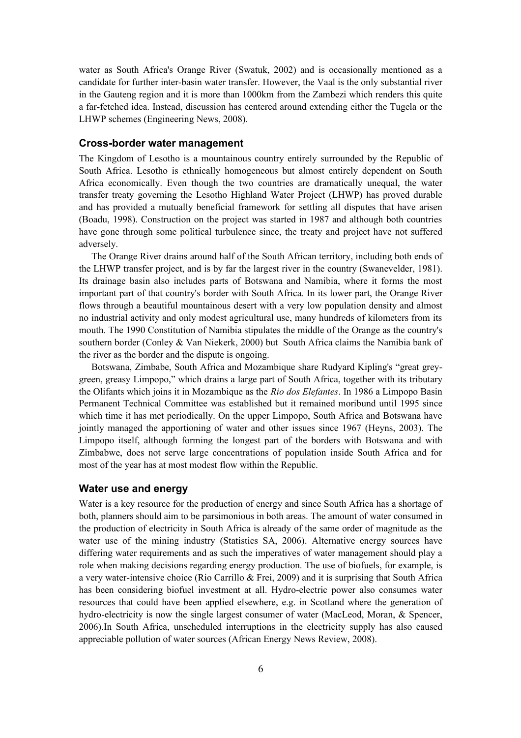water as South Africa's Orange River (Swatuk, 2002) and is occasionally mentioned as a candidate for further inter-basin water transfer. However, the Vaal is the only substantial river in the Gauteng region and it is more than 1000km from the Zambezi which renders this quite a far-fetched idea. Instead, discussion has centered around extending either the Tugela or the LHWP schemes (Engineering News, 2008).

### Cross-border water management

The Kingdom of Lesotho is a mountainous country entirely surrounded by the Republic of South Africa. Lesotho is ethnically homogeneous but almost entirely dependent on South Africa economically. Even though the two countries are dramatically unequal, the water transfer treaty governing the Lesotho Highland Water Project (LHWP) has proved durable and has provided a mutually beneficial framework for settling all disputes that have arisen (Boadu, 1998). Construction on the project was started in 1987 and although both countries have gone through some political turbulence since, the treaty and project have not suffered adversely.

The Orange River drains around half of the South African territory, including both ends of the LHWP transfer project, and is by far the largest river in the country (Swanevelder, 1981). Its drainage basin also includes parts of Botswana and Namibia, where it forms the most important part of that country's border with South Africa. In its lower part, the Orange River flows through a beautiful mountainous desert with a very low population density and almost no industrial activity and only modest agricultural use, many hundreds of kilometers from its mouth. The 1990 Constitution of Namibia stipulates the middle of the Orange as the country's southern border (Conley & Van Niekerk, 2000) but South Africa claims the Namibia bank of the river as the border and the dispute is ongoing.

Botswana, Zimbabe, South Africa and Mozambique share Rudyard Kipling's "great grey-green, greasy Limpopo," which drains a large part of South Africa, together with its tributary the Olifants which joins it in Mozambique as the *Rio dos Elefantes*. In 1986 a Limpopo Basin Permanent Technical Committee was established but it remained moribund until 1995 since which time it has met periodically. On the upper Limpopo, South Africa and Botswana have jointly managed the apportioning of water and other issues since 1967 (Heyns, 2003). The Limpopo itself, although forming the longest part of the borders with Botswana and with Zimbabwe, does not serve large concentrations of population inside South Africa and for most of the year has at most modest flow within the Republic.

### Water use and energy

Water is a key resource for the production of energy and since South Africa has a shortage of both, planners should aim to be parsimonious in both areas. The amount of water consumed in the production of electricity in South Africa is already of the same order of magnitude as the water use of the mining industry (Statistics SA, 2006). Alternative energy sources have differing water requirements and as such the imperatives of water management should play a role when making decisions regarding energy production. The use of biofuels, for example, is a very water-intensive choice (Rio Carrillo & Frei, 2009) and it is surprising that South Africa has been considering biofuel investment at all. Hydro-electric power also consumes water resources that could have been applied elsewhere, e.g. in Scotland where the generation of hydro-electricity is now the single largest consumer of water (MacLeod, Moran, & Spencer, 2006).In South Africa, unscheduled interruptions in the electricity supply has also caused appreciable pollution of water sources (African Energy News Review, 2008).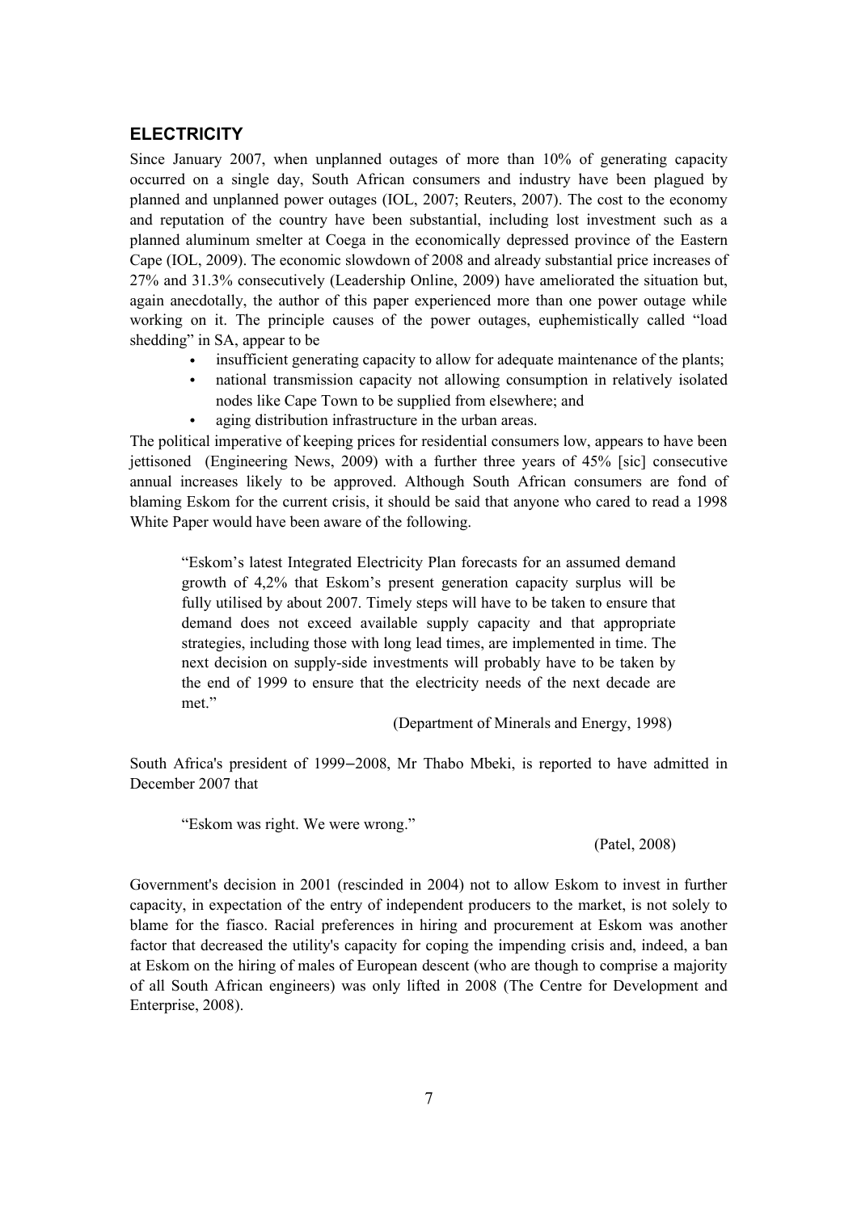## ELECTRICITY

Since January 2007, when unplanned outages of more than 10% of generating capacity occurred on a single day, South African consumers and industry have been plagued by planned and unplanned power outages (IOL, 2007; Reuters, 2007). The cost to the economy and reputation of the country have been substantial, including lost investment such as a planned aluminum smelter at Coega in the economically depressed province of the Eastern Cape (IOL, 2009). The economic slowdown of 2008 and already substantial price increases of 27% and 31.3% consecutively (Leadership Online, 2009) have ameliorated the situation but, again anecdotally, the author of this paper experienced more than one power outage while working on it. The principle causes of the power outages, euphemistically called "load shedding" in SA, appear to be

- insufficient generating capacity to allow for adequate maintenance of the plants;
- national transmission capacity not allowing consumption in relatively isolated nodes like Cape Town to be supplied from elsewhere; and
- aging distribution infrastructure in the urban areas.

The political imperative of keeping prices for residential consumers low, appears to have been jettisoned (Engineering News, 2009) with a further three years of 45% [sic] consecutive annual increases likely to be approved. Although South African consumers are fond of blaming Eskom for the current crisis, it should be said that anyone who cared to read a 1998 White Paper would have been aware of the following.

> "Eskom's latest Integrated Electricity Plan forecasts for an assumed demand growth of 4,2% that Eskom's present generation capacity surplus will be fully utilised by about 2007. Timely steps will have to be taken to ensure that demand does not exceed available supply capacity and that appropriate strategies, including those with long lead times, are implemented in time. The next decision on supply-side investments will probably have to be taken by the end of 1999 to ensure that the electricity needs of the next decade are met."
>
> (Department of Minerals and Energy, 1998)

South Africa's president of 1999–2008, Mr Thabo Mbeki, is reported to have admitted in December 2007 that

> "Eskom was right. We were wrong."
>
> (Patel, 2008)

Government's decision in 2001 (rescinded in 2004) not to allow Eskom to invest in further capacity, in expectation of the entry of independent producers to the market, is not solely to blame for the fiasco. Racial preferences in hiring and procurement at Eskom was another factor that decreased the utility's capacity for coping the impending crisis and, indeed, a ban at Eskom on the hiring of males of European descent (who are though to comprise a majority of all South African engineers) was only lifted in 2008 (The Centre for Development and Enterprise, 2008).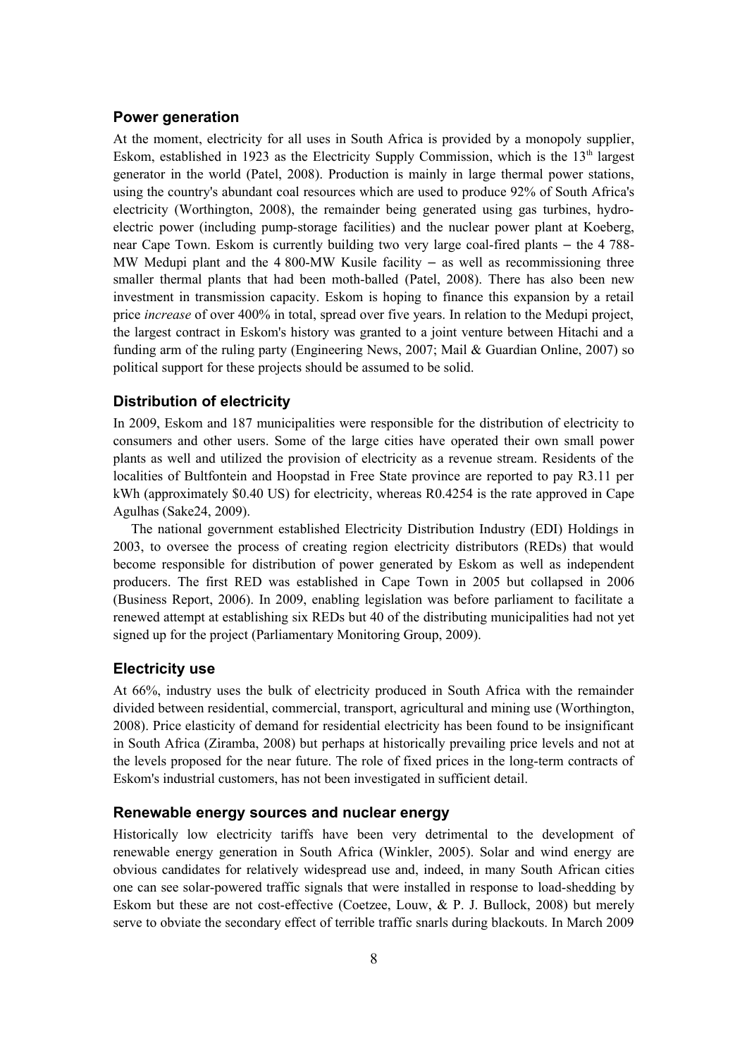## Power generation

At the moment, electricity for all uses in South Africa is provided by a monopoly supplier, Eskom, established in 1923 as the Electricity Supply Commission, which is the 13th largest generator in the world (Patel, 2008). Production is mainly in large thermal power stations, using the country's abundant coal resources which are used to produce 92% of South Africa's electricity (Worthington, 2008), the remainder being generated using gas turbines, hydro-electric power (including pump-storage facilities) and the nuclear power plant at Koeberg, near Cape Town. Eskom is currently building two very large coal-fired plants – the 4 788-MW Medupi plant and the 4 800-MW Kusile facility – as well as recommissioning three smaller thermal plants that had been moth-balled (Patel, 2008). There has also been new investment in transmission capacity. Eskom is hoping to finance this expansion by a retail price *increase* of over 400% in total, spread over five years. In relation to the Medupi project, the largest contract in Eskom's history was granted to a joint venture between Hitachi and a funding arm of the ruling party (Engineering News, 2007; Mail & Guardian Online, 2007) so political support for these projects should be assumed to be solid.

## Distribution of electricity

In 2009, Eskom and 187 municipalities were responsible for the distribution of electricity to consumers and other users. Some of the large cities have operated their own small power plants as well and utilized the provision of electricity as a revenue stream. Residents of the localities of Bultfontein and Hoopstad in Free State province are reported to pay R3.11 per kWh (approximately $0.40 US) for electricity, whereas R0.4254 is the rate approved in Cape Agulhas (Sake24, 2009).

The national government established Electricity Distribution Industry (EDI) Holdings in 2003, to oversee the process of creating region electricity distributors (REDs) that would become responsible for distribution of power generated by Eskom as well as independent producers. The first RED was established in Cape Town in 2005 but collapsed in 2006 (Business Report, 2006). In 2009, enabling legislation was before parliament to facilitate a renewed attempt at establishing six REDs but 40 of the distributing municipalities had not yet signed up for the project (Parliamentary Monitoring Group, 2009).

## Electricity use

At 66%, industry uses the bulk of electricity produced in South Africa with the remainder divided between residential, commercial, transport, agricultural and mining use (Worthington, 2008). Price elasticity of demand for residential electricity has been found to be insignificant in South Africa (Ziramba, 2008) but perhaps at historically prevailing price levels and not at the levels proposed for the near future. The role of fixed prices in the long-term contracts of Eskom's industrial customers, has not been investigated in sufficient detail.

## Renewable energy sources and nuclear energy

Historically low electricity tariffs have been very detrimental to the development of renewable energy generation in South Africa (Winkler, 2005). Solar and wind energy are obvious candidates for relatively widespread use and, indeed, in many South African cities one can see solar-powered traffic signals that were installed in response to load-shedding by Eskom but these are not cost-effective (Coetzee, Louw, & P. J. Bullock, 2008) but merely serve to obviate the secondary effect of terrible traffic snarls during blackouts. In March 2009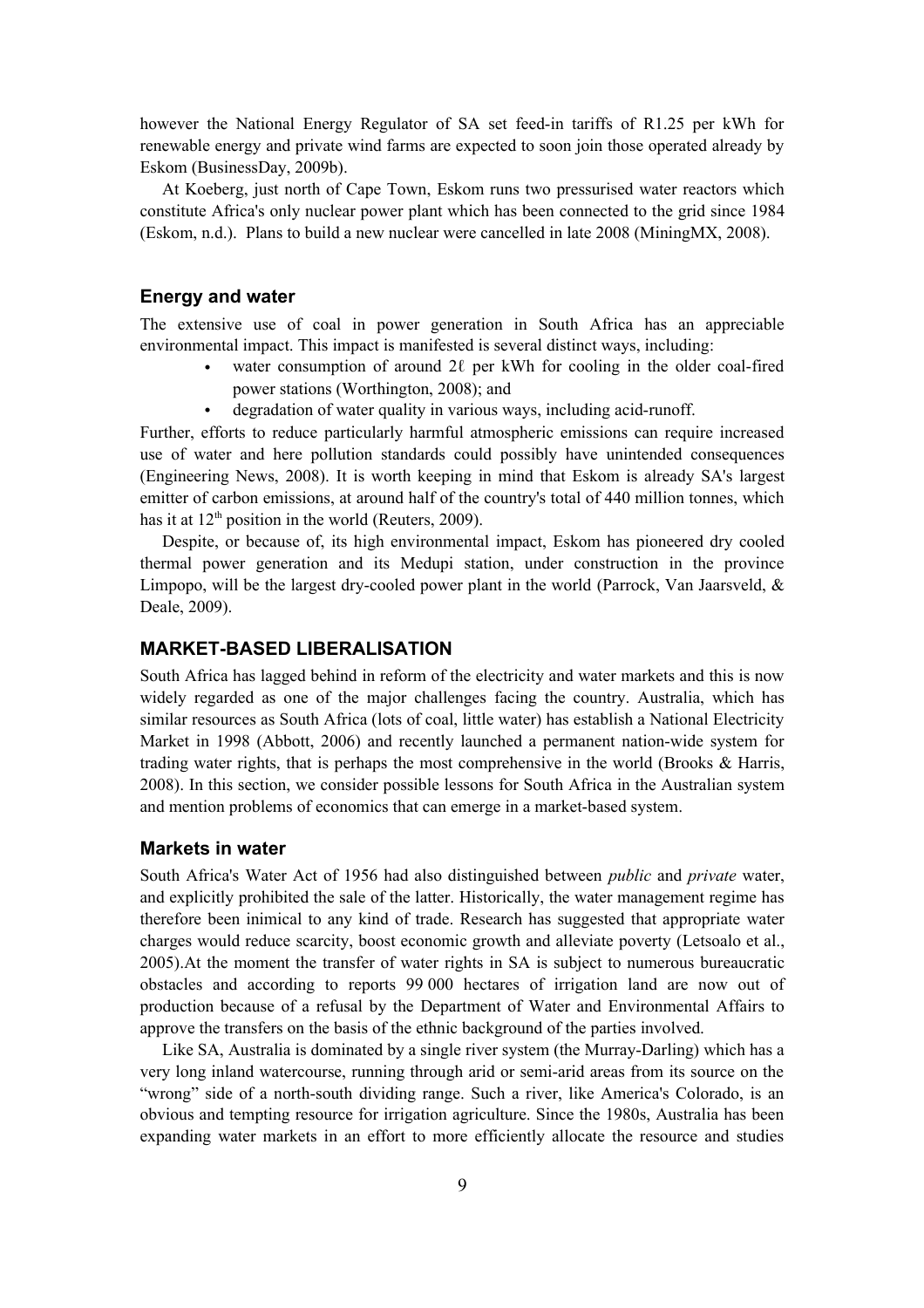however the National Energy Regulator of SA set feed-in tariffs of R1.25 per kWh for renewable energy and private wind farms are expected to soon join those operated already by Eskom (BusinessDay, 2009b).

At Koeberg, just north of Cape Town, Eskom runs two pressurised water reactors which constitute Africa's only nuclear power plant which has been connected to the grid since 1984 (Eskom, n.d.). Plans to build a new nuclear were cancelled in late 2008 (MiningMX, 2008).

### Energy and water

The extensive use of coal in power generation in South Africa has an appreciable environmental impact. This impact is manifested is several distinct ways, including:

- water consumption of around 2ℓ per kWh for cooling in the older coal-fired power stations (Worthington, 2008); and
- degradation of water quality in various ways, including acid-runoff.

Further, efforts to reduce particularly harmful atmospheric emissions can require increased use of water and here pollution standards could possibly have unintended consequences (Engineering News, 2008). It is worth keeping in mind that Eskom is already SA's largest emitter of carbon emissions, at around half of the country's total of 440 million tonnes, which has it at 12th position in the world (Reuters, 2009).

Despite, or because of, its high environmental impact, Eskom has pioneered dry cooled thermal power generation and its Medupi station, under construction in the province Limpopo, will be the largest dry-cooled power plant in the world (Parrock, Van Jaarsveld, & Deale, 2009).

## MARKET-BASED LIBERALISATION

South Africa has lagged behind in reform of the electricity and water markets and this is now widely regarded as one of the major challenges facing the country. Australia, which has similar resources as South Africa (lots of coal, little water) has establish a National Electricity Market in 1998 (Abbott, 2006) and recently launched a permanent nation-wide system for trading water rights, that is perhaps the most comprehensive in the world (Brooks & Harris, 2008). In this section, we consider possible lessons for South Africa in the Australian system and mention problems of economics that can emerge in a market-based system.

### Markets in water

South Africa's Water Act of 1956 had also distinguished between *public* and *private* water, and explicitly prohibited the sale of the latter. Historically, the water management regime has therefore been inimical to any kind of trade. Research has suggested that appropriate water charges would reduce scarcity, boost economic growth and alleviate poverty (Letsoalo et al., 2005).At the moment the transfer of water rights in SA is subject to numerous bureaucratic obstacles and according to reports 99 000 hectares of irrigation land are now out of production because of a refusal by the Department of Water and Environmental Affairs to approve the transfers on the basis of the ethnic background of the parties involved.

Like SA, Australia is dominated by a single river system (the Murray-Darling) which has a very long inland watercourse, running through arid or semi-arid areas from its source on the "wrong" side of a north-south dividing range. Such a river, like America's Colorado, is an obvious and tempting resource for irrigation agriculture. Since the 1980s, Australia has been expanding water markets in an effort to more efficiently allocate the resource and studies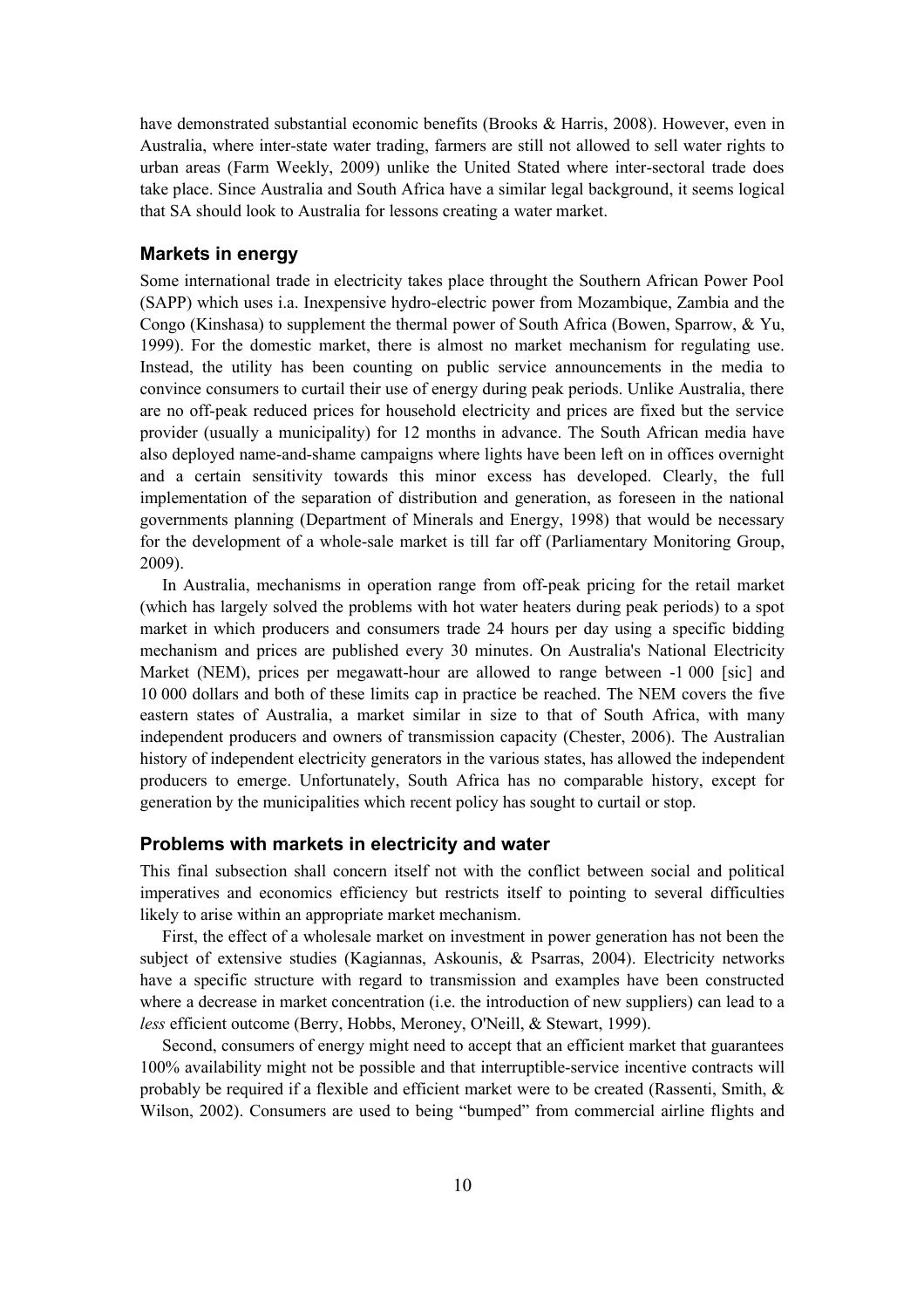have demonstrated substantial economic benefits (Brooks & Harris, 2008). However, even in Australia, where inter-state water trading, farmers are still not allowed to sell water rights to urban areas (Farm Weekly, 2009) unlike the United Stated where inter-sectoral trade does take place. Since Australia and South Africa have a similar legal background, it seems logical that SA should look to Australia for lessons creating a water market.

### Markets in energy

Some international trade in electricity takes place throught the Southern African Power Pool (SAPP) which uses i.a. Inexpensive hydro-electric power from Mozambique, Zambia and the Congo (Kinshasa) to supplement the thermal power of South Africa (Bowen, Sparrow, & Yu, 1999). For the domestic market, there is almost no market mechanism for regulating use. Instead, the utility has been counting on public service announcements in the media to convince consumers to curtail their use of energy during peak periods. Unlike Australia, there are no off-peak reduced prices for household electricity and prices are fixed but the service provider (usually a municipality) for 12 months in advance. The South African media have also deployed name-and-shame campaigns where lights have been left on in offices overnight and a certain sensitivity towards this minor excess has developed. Clearly, the full implementation of the separation of distribution and generation, as foreseen in the national governments planning (Department of Minerals and Energy, 1998) that would be necessary for the development of a whole-sale market is till far off (Parliamentary Monitoring Group, 2009).

In Australia, mechanisms in operation range from off-peak pricing for the retail market (which has largely solved the problems with hot water heaters during peak periods) to a spot market in which producers and consumers trade 24 hours per day using a specific bidding mechanism and prices are published every 30 minutes. On Australia's National Electricity Market (NEM), prices per megawatt-hour are allowed to range between -1 000 [sic] and 10 000 dollars and both of these limits cap in practice be reached. The NEM covers the five eastern states of Australia, a market similar in size to that of South Africa, with many independent producers and owners of transmission capacity (Chester, 2006). The Australian history of independent electricity generators in the various states, has allowed the independent producers to emerge. Unfortunately, South Africa has no comparable history, except for generation by the municipalities which recent policy has sought to curtail or stop.

### Problems with markets in electricity and water

This final subsection shall concern itself not with the conflict between social and political imperatives and economics efficiency but restricts itself to pointing to several difficulties likely to arise within an appropriate market mechanism.

First, the effect of a wholesale market on investment in power generation has not been the subject of extensive studies (Kagiannas, Askounis, & Psarras, 2004). Electricity networks have a specific structure with regard to transmission and examples have been constructed where a decrease in market concentration (i.e. the introduction of new suppliers) can lead to a *less* efficient outcome (Berry, Hobbs, Meroney, O'Neill, & Stewart, 1999).

Second, consumers of energy might need to accept that an efficient market that guarantees 100% availability might not be possible and that interruptible-service incentive contracts will probably be required if a flexible and efficient market were to be created (Rassenti, Smith, & Wilson, 2002). Consumers are used to being "bumped" from commercial airline flights and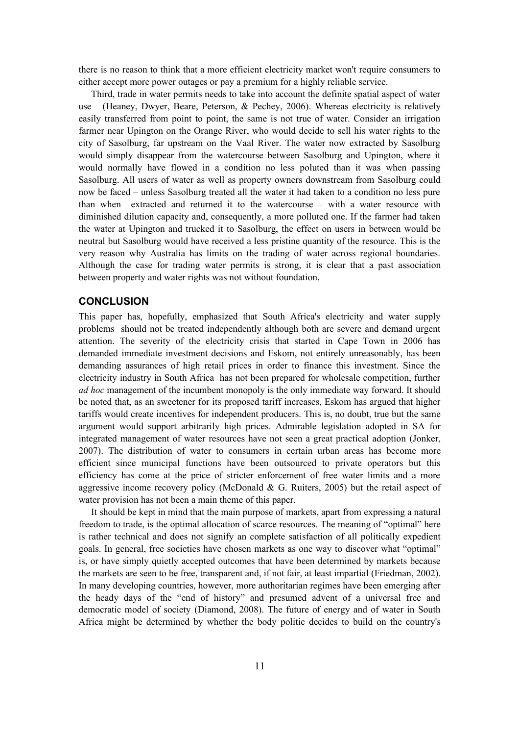there is no reason to think that a more efficient electricity market won't require consumers to either accept more power outages or pay a premium for a highly reliable service.

Third, trade in water permits needs to take into account the definite spatial aspect of water use (Heaney, Dwyer, Beare, Peterson, & Pechey, 2006). Whereas electricity is relatively easily transferred from point to point, the same is not true of water. Consider an irrigation farmer near Upington on the Orange River, who would decide to sell his water rights to the city of Sasolburg, far upstream on the Vaal River. The water now extracted by Sasolburg would simply disappear from the watercourse between Sasolburg and Upington, where it would normally have flowed in a condition no less poluted than it was when passing Sasolburg. All users of water as well as property owners downstream from Sasolburg could now be faced – unless Sasolburg treated all the water it had taken to a condition no less pure than when extracted and returned it to the watercourse – with a water resource with diminished dilution capacity and, consequently, a more polluted one. If the farmer had taken the water at Upington and trucked it to Sasolburg, the effect on users in between would be neutral but Sasolburg would have received a less pristine quantity of the resource. This is the very reason why Australia has limits on the trading of water across regional boundaries. Although the case for trading water permits is strong, it is clear that a past association between property and water rights was not without foundation.

## CONCLUSION

This paper has, hopefully, emphasized that South Africa's electricity and water supply problems should not be treated independently although both are severe and demand urgent attention. The severity of the electricity crisis that started in Cape Town in 2006 has demanded immediate investment decisions and Eskom, not entirely unreasonably, has been demanding assurances of high retail prices in order to finance this investment. Since the electricity industry in South Africa has not been prepared for wholesale competition, further *ad hoc* management of the incumbent monopoly is the only immediate way forward. It should be noted that, as an sweetener for its proposed tariff increases, Eskom has argued that higher tariffs would create incentives for independent producers. This is, no doubt, true but the same argument would support arbitrarily high prices. Admirable legislation adopted in SA for integrated management of water resources have not seen a great practical adoption (Jonker, 2007). The distribution of water to consumers in certain urban areas has become more efficient since municipal functions have been outsourced to private operators but this efficiency has come at the price of stricter enforcement of free water limits and a more aggressive income recovery policy (McDonald & G. Ruiters, 2005) but the retail aspect of water provision has not been a main theme of this paper.

It should be kept in mind that the main purpose of markets, apart from expressing a natural freedom to trade, is the optimal allocation of scarce resources. The meaning of "optimal" here is rather technical and does not signify an complete satisfaction of all politically expedient goals. In general, free societies have chosen markets as one way to discover what "optimal" is, or have simply quietly accepted outcomes that have been determined by markets because the markets are seen to be free, transparent and, if not fair, at least impartial (Friedman, 2002). In many developing countries, however, more authoritarian regimes have been emerging after the heady days of the "end of history" and presumed advent of a universal free and democratic model of society (Diamond, 2008). The future of energy and of water in South Africa might be determined by whether the body politic decides to build on the country's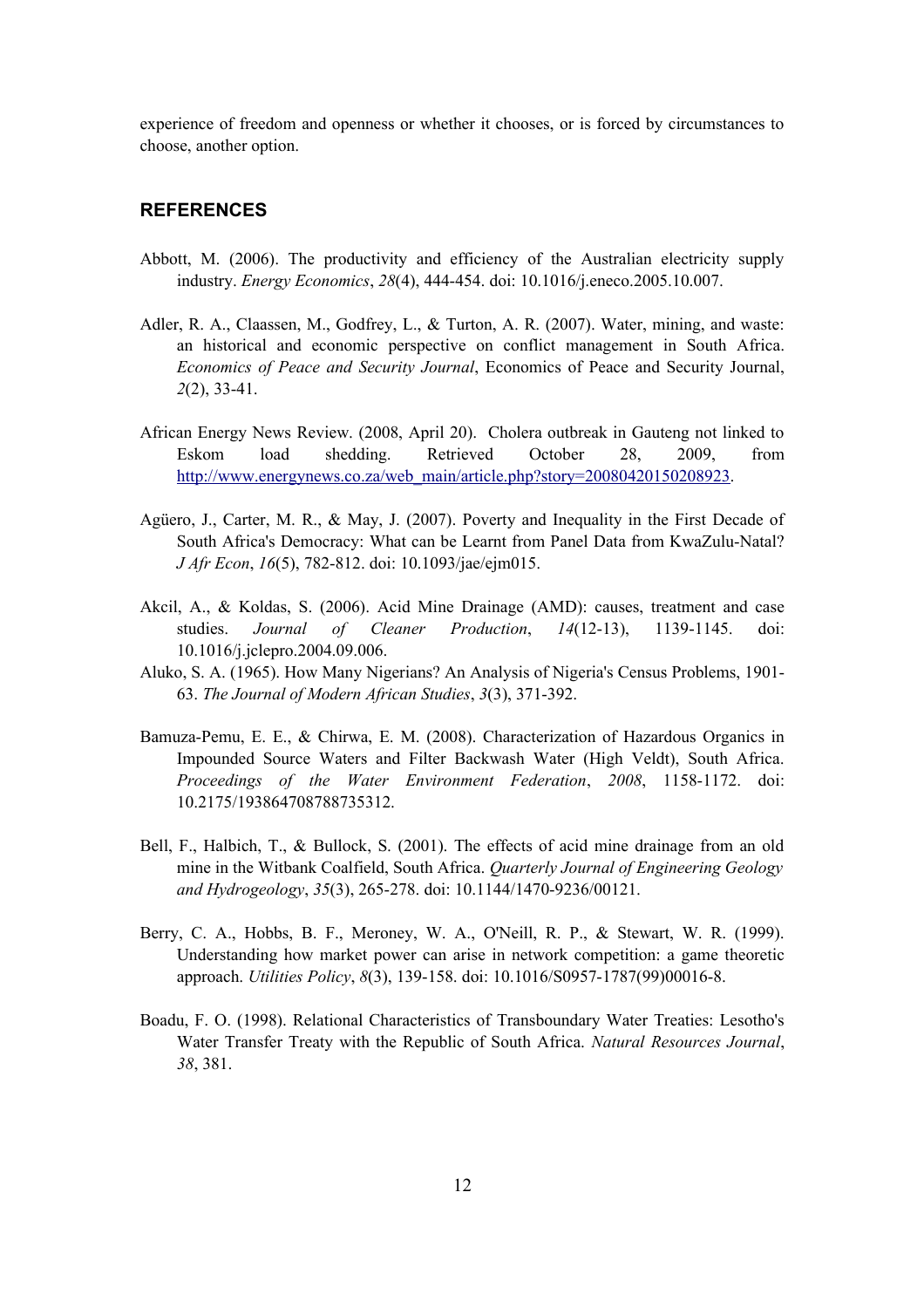experience of freedom and openness or whether it chooses, or is forced by circumstances to choose, another option.

## REFERENCES

Abbott, M. (2006). The productivity and efficiency of the Australian electricity supply industry. *Energy Economics*, *28*(4), 444-454. doi: 10.1016/j.eneco.2005.10.007.

Adler, R. A., Claassen, M., Godfrey, L., & Turton, A. R. (2007). Water, mining, and waste: an historical and economic perspective on conflict management in South Africa. *Economics of Peace and Security Journal*, Economics of Peace and Security Journal, *2*(2), 33-41.

African Energy News Review. (2008, April 20). Cholera outbreak in Gauteng not linked to Eskom load shedding. Retrieved October 28, 2009, from http://www.energynews.co.za/web_main/article.php?story=20080420150208923.

Agüero, J., Carter, M. R., & May, J. (2007). Poverty and Inequality in the First Decade of South Africa's Democracy: What can be Learnt from Panel Data from KwaZulu-Natal? *J Afr Econ*, *16*(5), 782-812. doi: 10.1093/jae/ejm015.

Akcil, A., & Koldas, S. (2006). Acid Mine Drainage (AMD): causes, treatment and case studies. *Journal of Cleaner Production*, *14*(12-13), 1139-1145. doi: 10.1016/j.jclepro.2004.09.006.

Aluko, S. A. (1965). How Many Nigerians? An Analysis of Nigeria's Census Problems, 1901-63. *The Journal of Modern African Studies*, *3*(3), 371-392.

Bamuza-Pemu, E. E., & Chirwa, E. M. (2008). Characterization of Hazardous Organics in Impounded Source Waters and Filter Backwash Water (High Veldt), South Africa. *Proceedings of the Water Environment Federation*, *2008*, 1158-1172. doi: 10.2175/193864708788735312.

Bell, F., Halbich, T., & Bullock, S. (2001). The effects of acid mine drainage from an old mine in the Witbank Coalfield, South Africa. *Quarterly Journal of Engineering Geology and Hydrogeology*, *35*(3), 265-278. doi: 10.1144/1470-9236/00121.

Berry, C. A., Hobbs, B. F., Meroney, W. A., O'Neill, R. P., & Stewart, W. R. (1999). Understanding how market power can arise in network competition: a game theoretic approach. *Utilities Policy*, *8*(3), 139-158. doi: 10.1016/S0957-1787(99)00016-8.

Boadu, F. O. (1998). Relational Characteristics of Transboundary Water Treaties: Lesotho's Water Transfer Treaty with the Republic of South Africa. *Natural Resources Journal*, *38*, 381.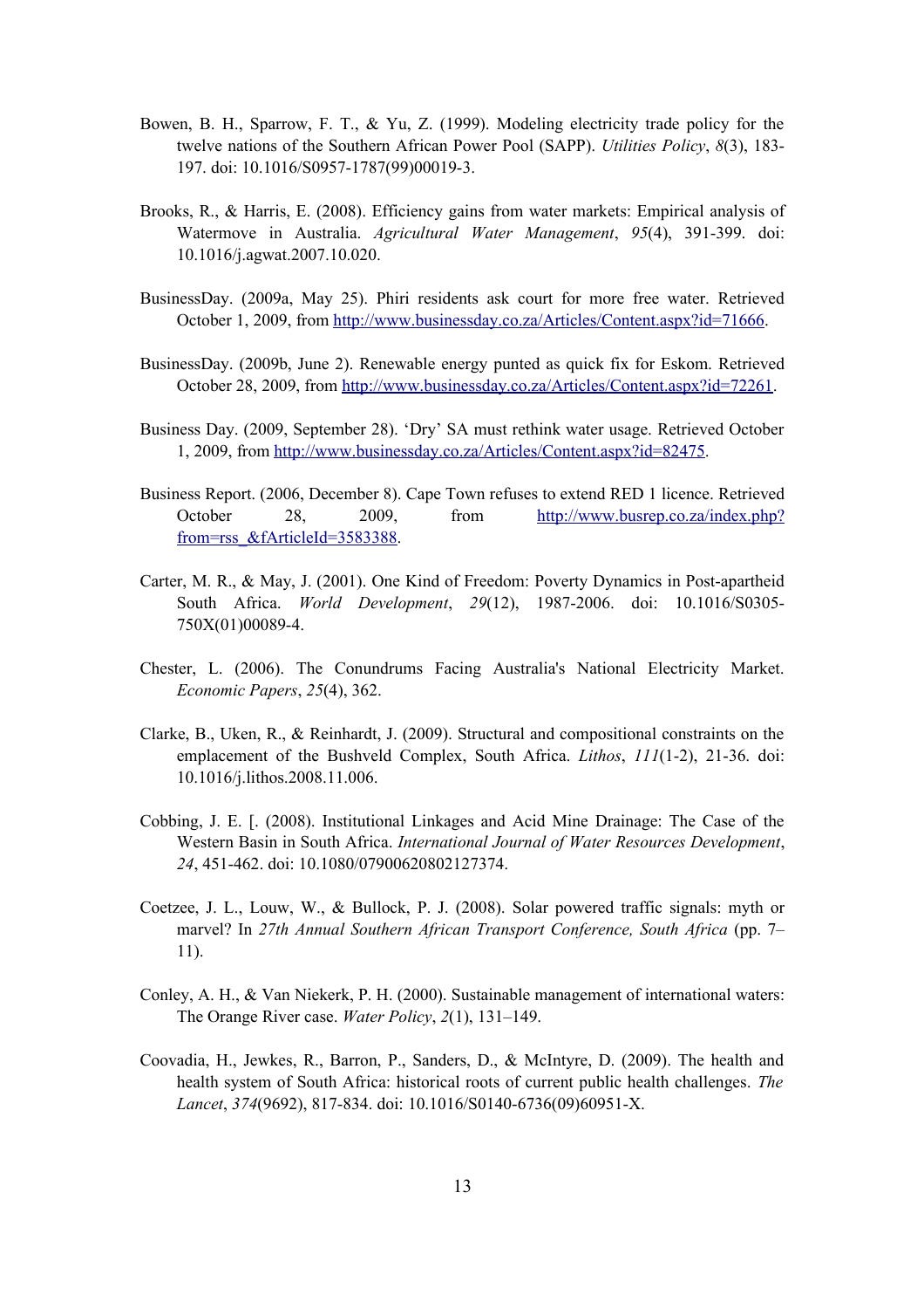Bowen, B. H., Sparrow, F. T., & Yu, Z. (1999). Modeling electricity trade policy for the twelve nations of the Southern African Power Pool (SAPP). *Utilities Policy*, *8*(3), 183-197. doi: 10.1016/S0957-1787(99)00019-3.

Brooks, R., & Harris, E. (2008). Efficiency gains from water markets: Empirical analysis of Watermove in Australia. *Agricultural Water Management*, *95*(4), 391-399. doi: 10.1016/j.agwat.2007.10.020.

BusinessDay. (2009a, May 25). Phiri residents ask court for more free water. Retrieved October 1, 2009, from http://www.businessday.co.za/Articles/Content.aspx?id=71666.

BusinessDay. (2009b, June 2). Renewable energy punted as quick fix for Eskom. Retrieved October 28, 2009, from http://www.businessday.co.za/Articles/Content.aspx?id=72261.

Business Day. (2009, September 28). 'Dry' SA must rethink water usage. Retrieved October 1, 2009, from http://www.businessday.co.za/Articles/Content.aspx?id=82475.

Business Report. (2006, December 8). Cape Town refuses to extend RED 1 licence. Retrieved October 28, 2009, from http://www.busrep.co.za/index.php?from=rss_&fArticleId=3583388.

Carter, M. R., & May, J. (2001). One Kind of Freedom: Poverty Dynamics in Post-apartheid South Africa. *World Development*, *29*(12), 1987-2006. doi: 10.1016/S0305-750X(01)00089-4.

Chester, L. (2006). The Conundrums Facing Australia's National Electricity Market. *Economic Papers*, *25*(4), 362.

Clarke, B., Uken, R., & Reinhardt, J. (2009). Structural and compositional constraints on the emplacement of the Bushveld Complex, South Africa. *Lithos*, *111*(1-2), 21-36. doi: 10.1016/j.lithos.2008.11.006.

Cobbing, J. E. [. (2008). Institutional Linkages and Acid Mine Drainage: The Case of the Western Basin in South Africa. *International Journal of Water Resources Development*, *24*, 451-462. doi: 10.1080/07900620802127374.

Coetzee, J. L., Louw, W., & Bullock, P. J. (2008). Solar powered traffic signals: myth or marvel? In *27th Annual Southern African Transport Conference, South Africa* (pp. 7–11).

Conley, A. H., & Van Niekerk, P. H. (2000). Sustainable management of international waters: The Orange River case. *Water Policy*, *2*(1), 131–149.

Coovadia, H., Jewkes, R., Barron, P., Sanders, D., & McIntyre, D. (2009). The health and health system of South Africa: historical roots of current public health challenges. *The Lancet*, *374*(9692), 817-834. doi: 10.1016/S0140-6736(09)60951-X.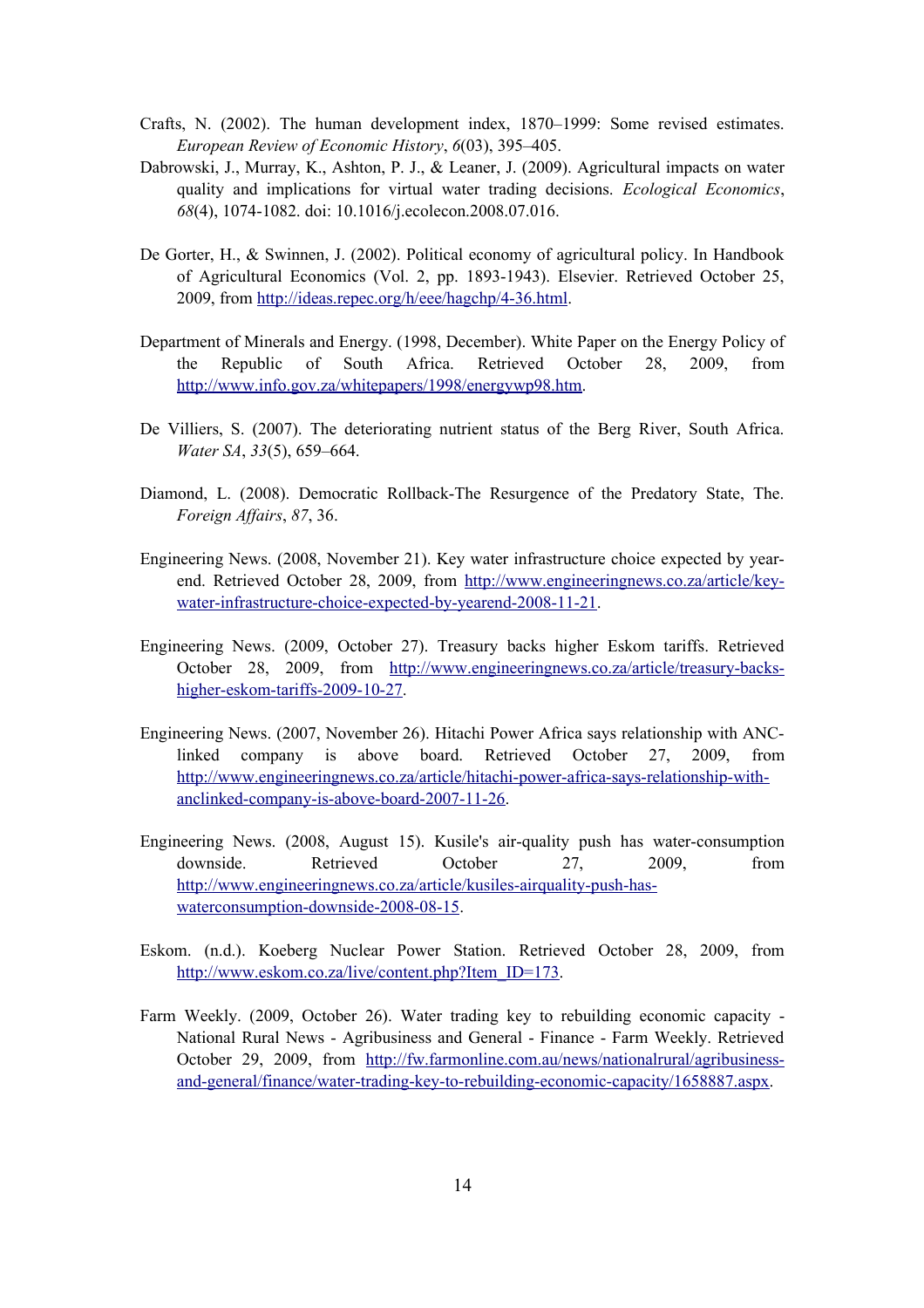Crafts, N. (2002). The human development index, 1870–1999: Some revised estimates. *European Review of Economic History*, *6*(03), 395–405.

Dabrowski, J., Murray, K., Ashton, P. J., & Leaner, J. (2009). Agricultural impacts on water quality and implications for virtual water trading decisions. *Ecological Economics*, *68*(4), 1074-1082. doi: 10.1016/j.ecolecon.2008.07.016.

De Gorter, H., & Swinnen, J. (2002). Political economy of agricultural policy. In Handbook of Agricultural Economics (Vol. 2, pp. 1893-1943). Elsevier. Retrieved October 25, 2009, from http://ideas.repec.org/h/eee/hagchp/4-36.html.

Department of Minerals and Energy. (1998, December). White Paper on the Energy Policy of the Republic of South Africa. Retrieved October 28, 2009, from http://www.info.gov.za/whitepapers/1998/energywp98.htm.

De Villiers, S. (2007). The deteriorating nutrient status of the Berg River, South Africa. *Water SA*, *33*(5), 659–664.

Diamond, L. (2008). Democratic Rollback-The Resurgence of the Predatory State, The. *Foreign Affairs*, *87*, 36.

Engineering News. (2008, November 21). Key water infrastructure choice expected by year-end. Retrieved October 28, 2009, from http://www.engineeringnews.co.za/article/key-water-infrastructure-choice-expected-by-yearend-2008-11-21.

Engineering News. (2009, October 27). Treasury backs higher Eskom tariffs. Retrieved October 28, 2009, from http://www.engineeringnews.co.za/article/treasury-backs-higher-eskom-tariffs-2009-10-27.

Engineering News. (2007, November 26). Hitachi Power Africa says relationship with ANC-linked company is above board. Retrieved October 27, 2009, from http://www.engineeringnews.co.za/article/hitachi-power-africa-says-relationship-with-anclinked-company-is-above-board-2007-11-26.

Engineering News. (2008, August 15). Kusile's air-quality push has water-consumption downside. Retrieved October 27, 2009, from http://www.engineeringnews.co.za/article/kusiles-airquality-push-has-waterconsumption-downside-2008-08-15.

Eskom. (n.d.). Koeberg Nuclear Power Station. Retrieved October 28, 2009, from http://www.eskom.co.za/live/content.php?Item_ID=173.

Farm Weekly. (2009, October 26). Water trading key to rebuilding economic capacity - National Rural News - Agribusiness and General - Finance - Farm Weekly. Retrieved October 29, 2009, from http://fw.farmonline.com.au/news/nationalrural/agribusiness-and-general/finance/water-trading-key-to-rebuilding-economic-capacity/1658887.aspx.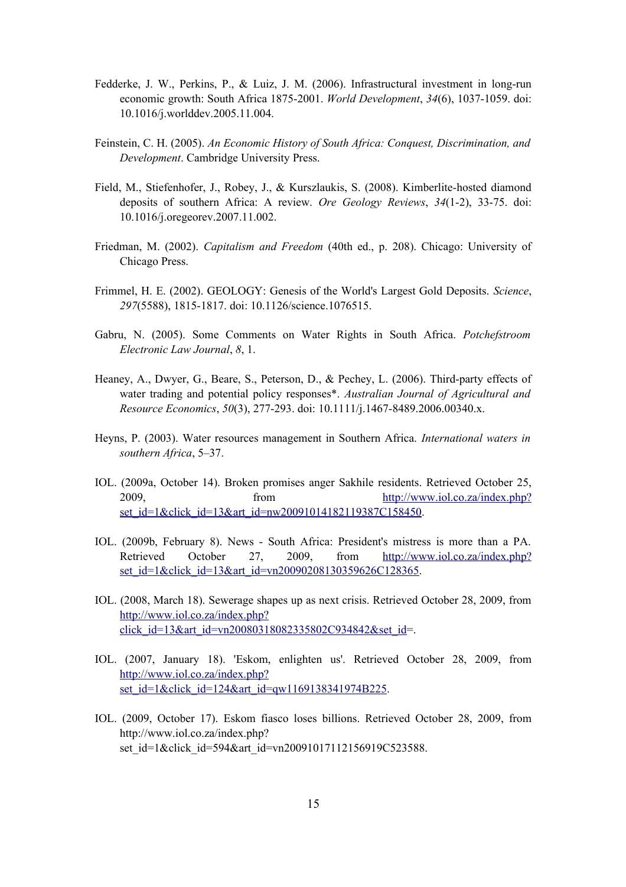Fedderke, J. W., Perkins, P., & Luiz, J. M. (2006). Infrastructural investment in long-run economic growth: South Africa 1875-2001. *World Development*, *34*(6), 1037-1059. doi: 10.1016/j.worlddev.2005.11.004.

Feinstein, C. H. (2005). *An Economic History of South Africa: Conquest, Discrimination, and Development*. Cambridge University Press.

Field, M., Stiefenhofer, J., Robey, J., & Kurszlaukis, S. (2008). Kimberlite-hosted diamond deposits of southern Africa: A review. *Ore Geology Reviews*, *34*(1-2), 33-75. doi: 10.1016/j.oregeorev.2007.11.002.

Friedman, M. (2002). *Capitalism and Freedom* (40th ed., p. 208). Chicago: University of Chicago Press.

Frimmel, H. E. (2002). GEOLOGY: Genesis of the World's Largest Gold Deposits. *Science*, *297*(5588), 1815-1817. doi: 10.1126/science.1076515.

Gabru, N. (2005). Some Comments on Water Rights in South Africa. *Potchefstroom Electronic Law Journal*, *8*, 1.

Heaney, A., Dwyer, G., Beare, S., Peterson, D., & Pechey, L. (2006). Third-party effects of water trading and potential policy responses*. *Australian Journal of Agricultural and Resource Economics*, *50*(3), 277-293. doi: 10.1111/j.1467-8489.2006.00340.x.

Heyns, P. (2003). Water resources management in Southern Africa. *International waters in southern Africa*, 5–37.

IOL. (2009a, October 14). Broken promises anger Sakhile residents. Retrieved October 25, 2009, from http://www.iol.co.za/index.php?set_id=1&click_id=13&art_id=nw20091014182119387C158450.

IOL. (2009b, February 8). News - South Africa: President's mistress is more than a PA. Retrieved October 27, 2009, from http://www.iol.co.za/index.php?set_id=1&click_id=13&art_id=vn20090208130359626C128365.

IOL. (2008, March 18). Sewerage shapes up as next crisis. Retrieved October 28, 2009, from http://www.iol.co.za/index.php?click_id=13&art_id=vn20080318082335802C934842&set_id=.

IOL. (2007, January 18). 'Eskom, enlighten us'. Retrieved October 28, 2009, from http://www.iol.co.za/index.php?set_id=1&click_id=124&art_id=qw1169138341974B225.

IOL. (2009, October 17). Eskom fiasco loses billions. Retrieved October 28, 2009, from http://www.iol.co.za/index.php?set_id=1&click_id=594&art_id=vn20091017112156919C523588.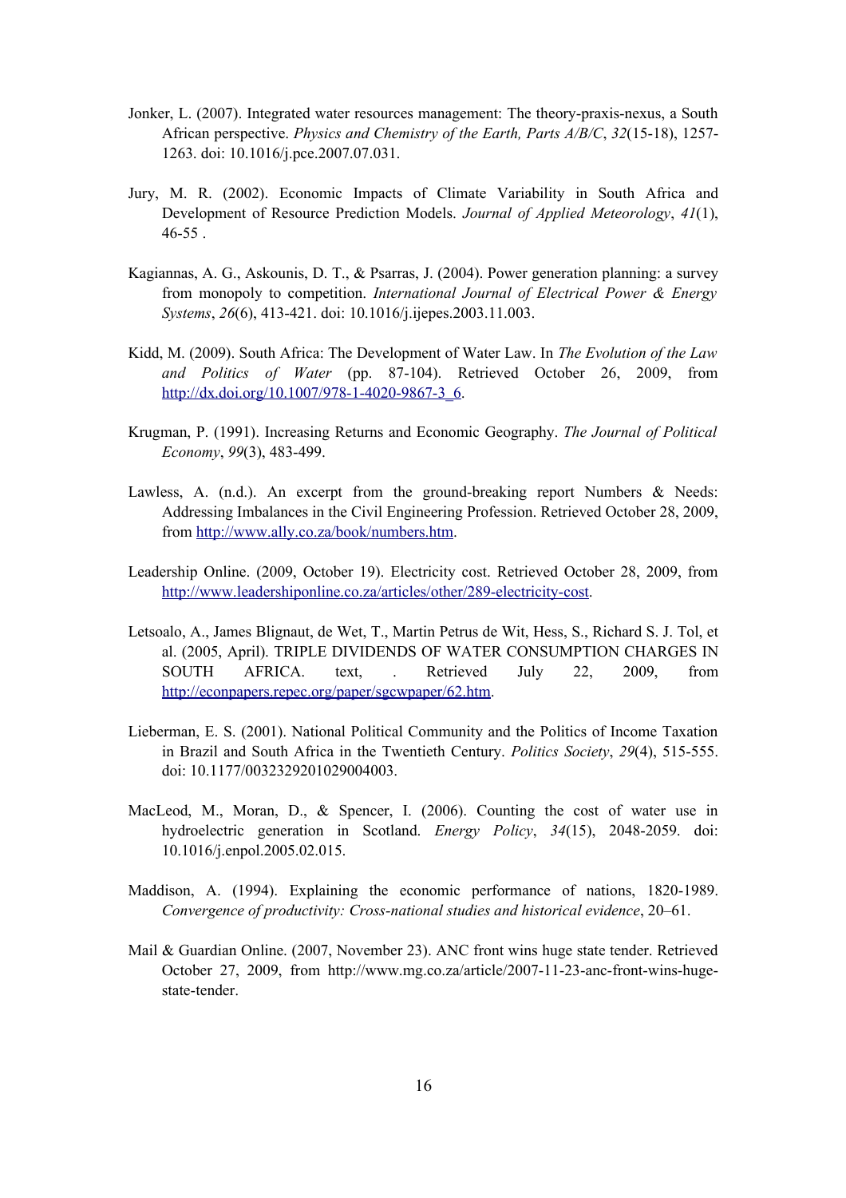Jonker, L. (2007). Integrated water resources management: The theory-praxis-nexus, a South African perspective. *Physics and Chemistry of the Earth, Parts A/B/C*, *32*(15-18), 1257-1263. doi: 10.1016/j.pce.2007.07.031.

Jury, M. R. (2002). Economic Impacts of Climate Variability in South Africa and Development of Resource Prediction Models. *Journal of Applied Meteorology*, *41*(1), 46-55 .

Kagiannas, A. G., Askounis, D. T., & Psarras, J. (2004). Power generation planning: a survey from monopoly to competition. *International Journal of Electrical Power & Energy Systems*, *26*(6), 413-421. doi: 10.1016/j.ijepes.2003.11.003.

Kidd, M. (2009). South Africa: The Development of Water Law. In *The Evolution of the Law and Politics of Water* (pp. 87-104). Retrieved October 26, 2009, from http://dx.doi.org/10.1007/978-1-4020-9867-3_6.

Krugman, P. (1991). Increasing Returns and Economic Geography. *The Journal of Political Economy*, *99*(3), 483-499.

Lawless, A. (n.d.). An excerpt from the ground-breaking report Numbers & Needs: Addressing Imbalances in the Civil Engineering Profession. Retrieved October 28, 2009, from http://www.ally.co.za/book/numbers.htm.

Leadership Online. (2009, October 19). Electricity cost. Retrieved October 28, 2009, from http://www.leadershiponline.co.za/articles/other/289-electricity-cost.

Letsoalo, A., James Blignaut, de Wet, T., Martin Petrus de Wit, Hess, S., Richard S. J. Tol, et al. (2005, April). TRIPLE DIVIDENDS OF WATER CONSUMPTION CHARGES IN SOUTH AFRICA. text, . Retrieved July 22, 2009, from http://econpapers.repec.org/paper/sgcwpaper/62.htm.

Lieberman, E. S. (2001). National Political Community and the Politics of Income Taxation in Brazil and South Africa in the Twentieth Century. *Politics Society*, *29*(4), 515-555. doi: 10.1177/0032329201029004003.

MacLeod, M., Moran, D., & Spencer, I. (2006). Counting the cost of water use in hydroelectric generation in Scotland. *Energy Policy*, *34*(15), 2048-2059. doi: 10.1016/j.enpol.2005.02.015.

Maddison, A. (1994). Explaining the economic performance of nations, 1820-1989. *Convergence of productivity: Cross-national studies and historical evidence*, 20–61.

Mail & Guardian Online. (2007, November 23). ANC front wins huge state tender. Retrieved October 27, 2009, from http://www.mg.co.za/article/2007-11-23-anc-front-wins-huge-state-tender.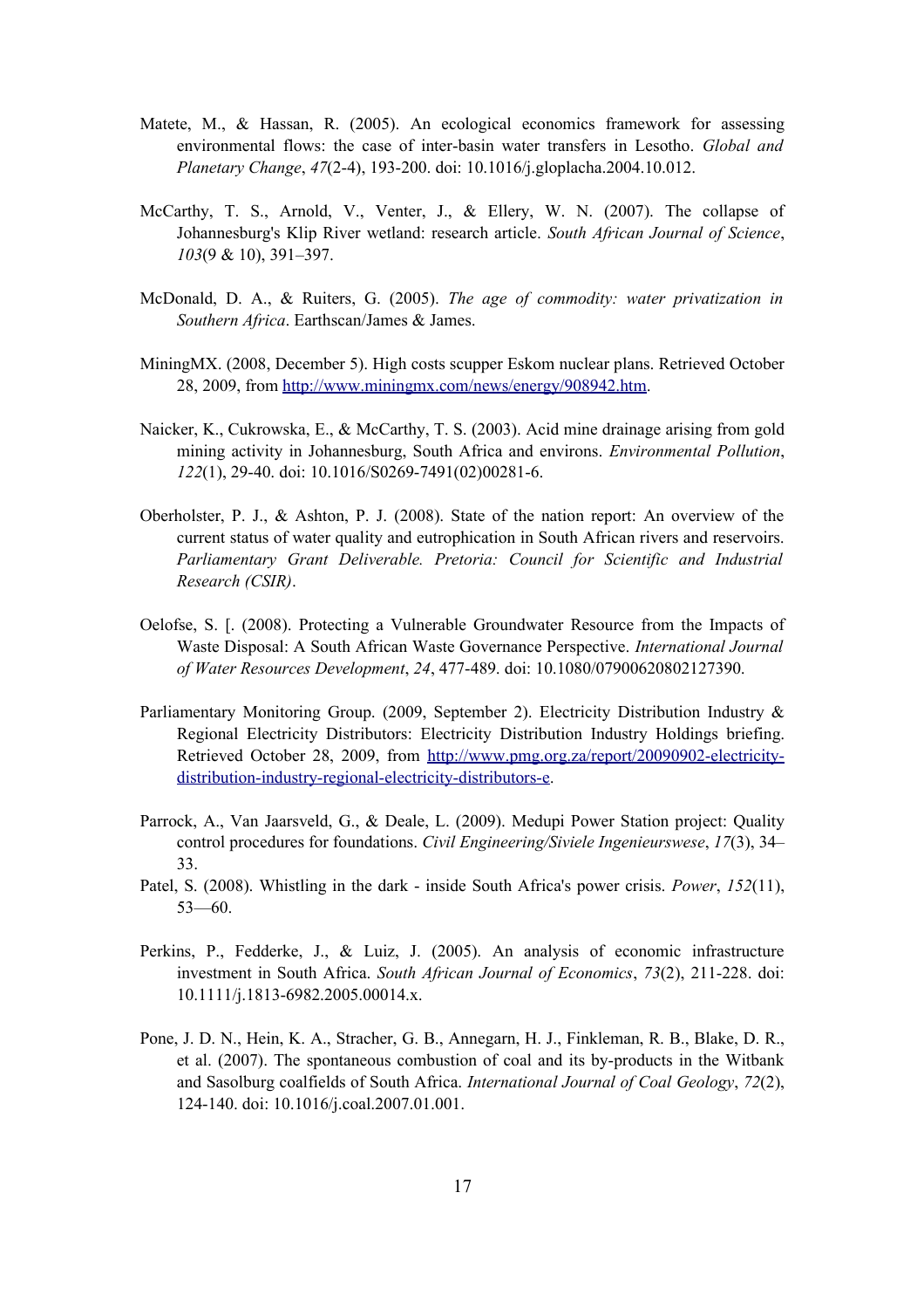Matete, M., & Hassan, R. (2005). An ecological economics framework for assessing environmental flows: the case of inter-basin water transfers in Lesotho. *Global and Planetary Change*, *47*(2-4), 193-200. doi: 10.1016/j.gloplacha.2004.10.012.

McCarthy, T. S., Arnold, V., Venter, J., & Ellery, W. N. (2007). The collapse of Johannesburg's Klip River wetland: research article. *South African Journal of Science*, *103*(9 & 10), 391–397.

McDonald, D. A., & Ruiters, G. (2005). *The age of commodity: water privatization in Southern Africa*. Earthscan/James & James.

MiningMX. (2008, December 5). High costs scupper Eskom nuclear plans. Retrieved October 28, 2009, from http://www.miningmx.com/news/energy/908942.htm.

Naicker, K., Cukrowska, E., & McCarthy, T. S. (2003). Acid mine drainage arising from gold mining activity in Johannesburg, South Africa and environs. *Environmental Pollution*, *122*(1), 29-40. doi: 10.1016/S0269-7491(02)00281-6.

Oberholster, P. J., & Ashton, P. J. (2008). State of the nation report: An overview of the current status of water quality and eutrophication in South African rivers and reservoirs. *Parliamentary Grant Deliverable. Pretoria: Council for Scientific and Industrial Research (CSIR)*.

Oelofse, S. [. (2008). Protecting a Vulnerable Groundwater Resource from the Impacts of Waste Disposal: A South African Waste Governance Perspective. *International Journal of Water Resources Development*, *24*, 477-489. doi: 10.1080/07900620802127390.

Parliamentary Monitoring Group. (2009, September 2). Electricity Distribution Industry & Regional Electricity Distributors: Electricity Distribution Industry Holdings briefing. Retrieved October 28, 2009, from http://www.pmg.org.za/report/20090902-electricity-distribution-industry-regional-electricity-distributors-e.

Parrock, A., Van Jaarsveld, G., & Deale, L. (2009). Medupi Power Station project: Quality control procedures for foundations. *Civil Engineering/Siviele Ingenieurswese*, *17*(3), 34–33.

Patel, S. (2008). Whistling in the dark - inside South Africa's power crisis. *Power*, *152*(11), 53—60.

Perkins, P., Fedderke, J., & Luiz, J. (2005). An analysis of economic infrastructure investment in South Africa. *South African Journal of Economics*, *73*(2), 211-228. doi: 10.1111/j.1813-6982.2005.00014.x.

Pone, J. D. N., Hein, K. A., Stracher, G. B., Annegarn, H. J., Finkleman, R. B., Blake, D. R., et al. (2007). The spontaneous combustion of coal and its by-products in the Witbank and Sasolburg coalfields of South Africa. *International Journal of Coal Geology*, *72*(2), 124-140. doi: 10.1016/j.coal.2007.01.001.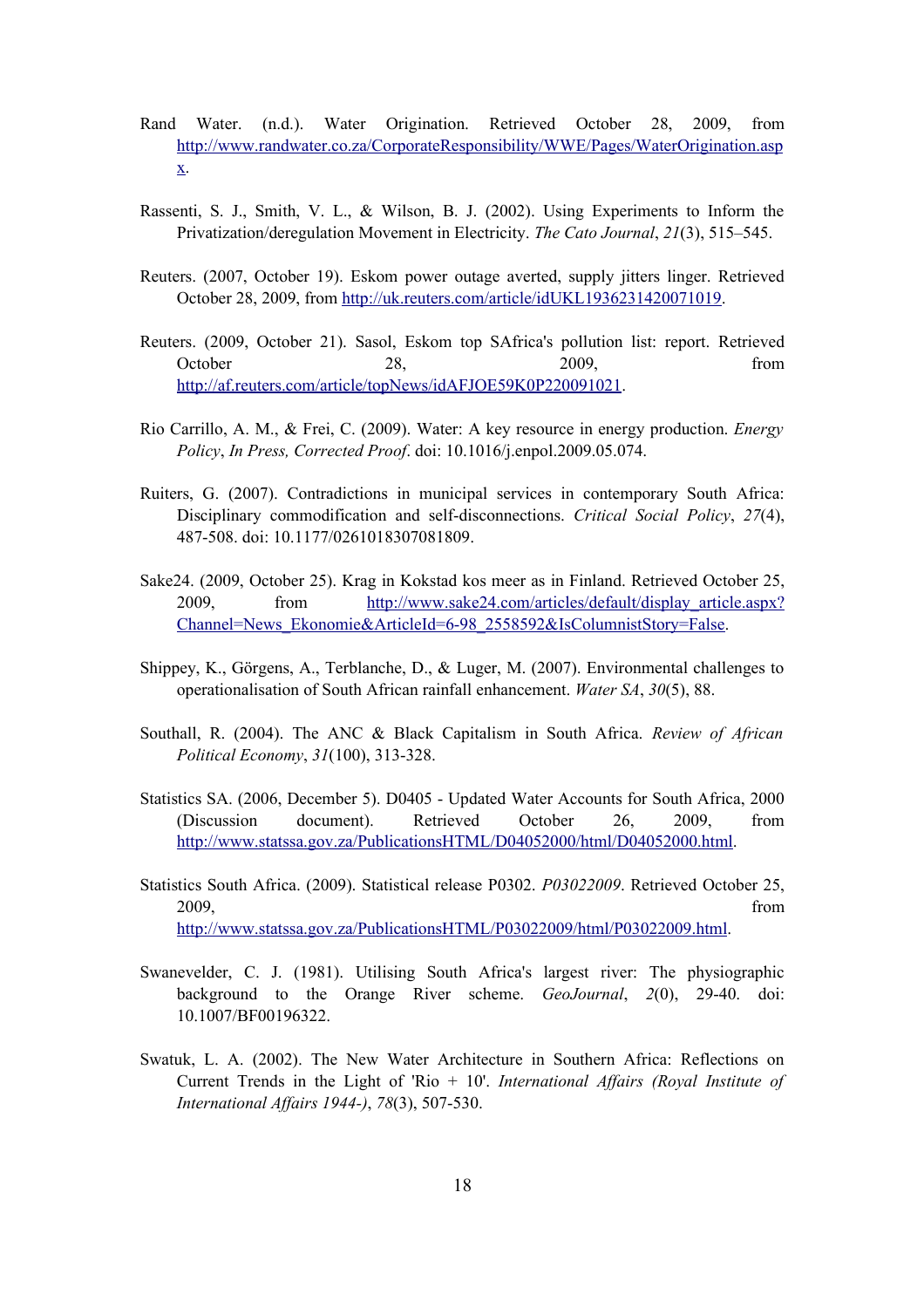Rand Water. (n.d.). Water Origination. Retrieved October 28, 2009, from http://www.randwater.co.za/CorporateResponsibility/WWE/Pages/WaterOrigination.aspx.

Rassenti, S. J., Smith, V. L., & Wilson, B. J. (2002). Using Experiments to Inform the Privatization/deregulation Movement in Electricity. *The Cato Journal*, *21*(3), 515–545.

Reuters. (2007, October 19). Eskom power outage averted, supply jitters linger. Retrieved October 28, 2009, from http://uk.reuters.com/article/idUKL1936231420071019.

Reuters. (2009, October 21). Sasol, Eskom top SAfrica's pollution list: report. Retrieved October 28, 2009, from http://af.reuters.com/article/topNews/idAFJOE59K0P220091021.

Rio Carrillo, A. M., & Frei, C. (2009). Water: A key resource in energy production. *Energy Policy*, *In Press, Corrected Proof*. doi: 10.1016/j.enpol.2009.05.074.

Ruiters, G. (2007). Contradictions in municipal services in contemporary South Africa: Disciplinary commodification and self-disconnections. *Critical Social Policy*, *27*(4), 487-508. doi: 10.1177/0261018307081809.

Sake24. (2009, October 25). Krag in Kokstad kos meer as in Finland. Retrieved October 25, 2009, from http://www.sake24.com/articles/default/display_article.aspx?Channel=News_Ekonomie&ArticleId=6-98_2558592&IsColumnistStory=False.

Shippey, K., Görgens, A., Terblanche, D., & Luger, M. (2007). Environmental challenges to operationalisation of South African rainfall enhancement. *Water SA*, *30*(5), 88.

Southall, R. (2004). The ANC & Black Capitalism in South Africa. *Review of African Political Economy*, *31*(100), 313-328.

Statistics SA. (2006, December 5). D0405 - Updated Water Accounts for South Africa, 2000 (Discussion document). Retrieved October 26, 2009, from http://www.statssa.gov.za/PublicationsHTML/D04052000/html/D04052000.html.

Statistics South Africa. (2009). Statistical release P0302. *P03022009*. Retrieved October 25, 2009, from http://www.statssa.gov.za/PublicationsHTML/P03022009/html/P03022009.html.

Swanevelder, C. J. (1981). Utilising South Africa's largest river: The physiographic background to the Orange River scheme. *GeoJournal*, *2*(0), 29-40. doi: 10.1007/BF00196322.

Swatuk, L. A. (2002). The New Water Architecture in Southern Africa: Reflections on Current Trends in the Light of 'Rio + 10'. *International Affairs (Royal Institute of International Affairs 1944-)*, *78*(3), 507-530.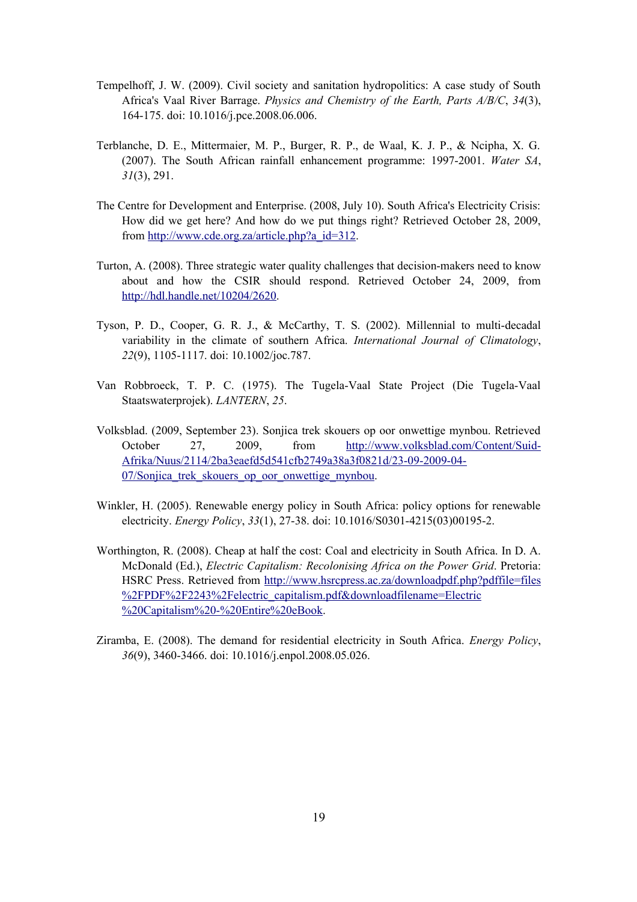Tempelhoff, J. W. (2009). Civil society and sanitation hydropolitics: A case study of South Africa's Vaal River Barrage. *Physics and Chemistry of the Earth, Parts A/B/C*, *34*(3), 164-175. doi: 10.1016/j.pce.2008.06.006.

Terblanche, D. E., Mittermaier, M. P., Burger, R. P., de Waal, K. J. P., & Ncipha, X. G. (2007). The South African rainfall enhancement programme: 1997-2001. *Water SA*, *31*(3), 291.

The Centre for Development and Enterprise. (2008, July 10). South Africa's Electricity Crisis: How did we get here? And how do we put things right? Retrieved October 28, 2009, from http://www.cde.org.za/article.php?a_id=312.

Turton, A. (2008). Three strategic water quality challenges that decision-makers need to know about and how the CSIR should respond. Retrieved October 24, 2009, from http://hdl.handle.net/10204/2620.

Tyson, P. D., Cooper, G. R. J., & McCarthy, T. S. (2002). Millennial to multi-decadal variability in the climate of southern Africa. *International Journal of Climatology*, *22*(9), 1105-1117. doi: 10.1002/joc.787.

Van Robbroeck, T. P. C. (1975). The Tugela-Vaal State Project (Die Tugela-Vaal Staatswaterprojek). *LANTERN*, *25*.

Volksblad. (2009, September 23). Sonjica trek skouers op oor onwettige mynbou. Retrieved October 27, 2009, from http://www.volksblad.com/Content/Suid-Afrika/Nuus/2114/2ba3eaefd5d541cfb2749a38a3f0821d/23-09-2009-04-07/Sonjica_trek_skouers_op_oor_onwettige_mynbou.

Winkler, H. (2005). Renewable energy policy in South Africa: policy options for renewable electricity. *Energy Policy*, *33*(1), 27-38. doi: 10.1016/S0301-4215(03)00195-2.

Worthington, R. (2008). Cheap at half the cost: Coal and electricity in South Africa. In D. A. McDonald (Ed.), *Electric Capitalism: Recolonising Africa on the Power Grid*. Pretoria: HSRC Press. Retrieved from http://www.hsrcpress.ac.za/downloadpdf.php?pdffile=files%2FPDF%2F2243%2Felectric_capitalism.pdf&downloadfilename=Electric%20Capitalism%20-%20Entire%20eBook.

Ziramba, E. (2008). The demand for residential electricity in South Africa. *Energy Policy*, *36*(9), 3460-3466. doi: 10.1016/j.enpol.2008.05.026.